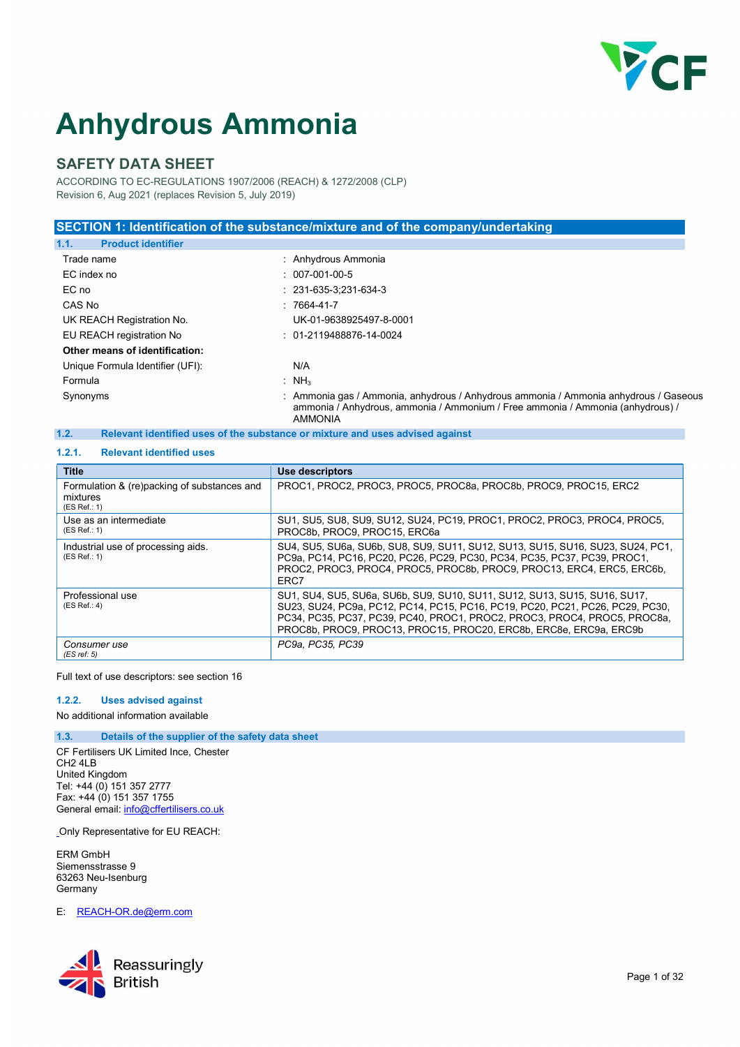# Anhydrous Ammonia

## SAFETY DATA SHEET

ACCORDING TO EC-REGULATIONS 1907/2006 (REACH) & 1272/2008 (CLP)
Revision 6, Aug 2021 (replaces Revision 5, July 2019)

## SECTION 1: Identification of the substance/mixture and of the company/undertaking

### 1.1. Product identifier

| | |
|---|---|
| Trade name | : Anhydrous Ammonia |
| EC index no | : 007-001-00-5 |
| EC no | : 231-635-3;231-634-3 |
| CAS No | : 7664-41-7 |
| UK REACH Registration No. | UK-01-9638925497-8-0001 |
| EU REACH registration No | : 01-2119488876-14-0024 |
| **Other means of identification:** | |
| Unique Formula Identifier (UFI): | N/A |
| Formula | : $NH_3$ |
| Synonyms | : Ammonia gas / Ammonia, anhydrous / Anhydrous ammonia / Ammonia anhydrous / Gaseous ammonia / Anhydrous, ammonia / Ammonium / Free ammonia / Ammonia (anhydrous) / AMMONIA |

### 1.2. Relevant identified uses of the substance or mixture and uses advised against

#### 1.2.1. Relevant identified uses

| Title | Use descriptors |
|---|---|
| Formulation & (re)packing of substances and mixtures (ES Ref.: 1) | PROC1, PROC2, PROC3, PROC5, PROC8a, PROC8b, PROC9, PROC15, ERC2 |
| Use as an intermediate (ES Ref.: 1) | SU1, SU5, SU8, SU9, SU12, SU24, PC19, PROC1, PROC2, PROC3, PROC4, PROC5, PROC8b, PROC9, PROC15, ERC6a |
| Industrial use of processing aids. (ES Ref.: 1) | SU4, SU5, SU6a, SU6b, SU8, SU9, SU11, SU12, SU13, SU15, SU16, SU23, SU24, PC1, PC9a, PC14, PC16, PC20, PC26, PC29, PC30, PC34, PC35, PC37, PC39, PROC1, PROC2, PROC3, PROC4, PROC5, PROC8b, PROC9, PROC13, ERC4, ERC5, ERC6b, ERC7 |
| Professional use (ES Ref.: 4) | SU1, SU4, SU5, SU6a, SU6b, SU9, SU10, SU11, SU12, SU13, SU15, SU16, SU17, SU23, SU24, PC9a, PC12, PC14, PC15, PC16, PC19, PC20, PC21, PC26, PC29, PC30, PC34, PC35, PC37, PC39, PC40, PROC1, PROC2, PROC3, PROC4, PROC5, PROC8a, PROC8b, PROC9, PROC13, PROC15, PROC20, ERC8b, ERC8e, ERC9a, ERC9b |
| *Consumer use (ES ref: 5)* | *PC9a, PC35, PC39* |

Full text of use descriptors: see section 16

#### 1.2.2. Uses advised against

No additional information available

### 1.3. Details of the supplier of the safety data sheet

CF Fertilisers UK Limited Ince, Chester
CH2 4LB
United Kingdom
Tel: +44 (0) 151 357 2777
Fax: +44 (0) 151 357 1755
General email: info@cffertilisers.co.uk

Only Representative for EU REACH:

ERM GmbH
Siemensstrasse 9
63263 Neu-Isenburg
Germany

E: REACH-OR.de@erm.com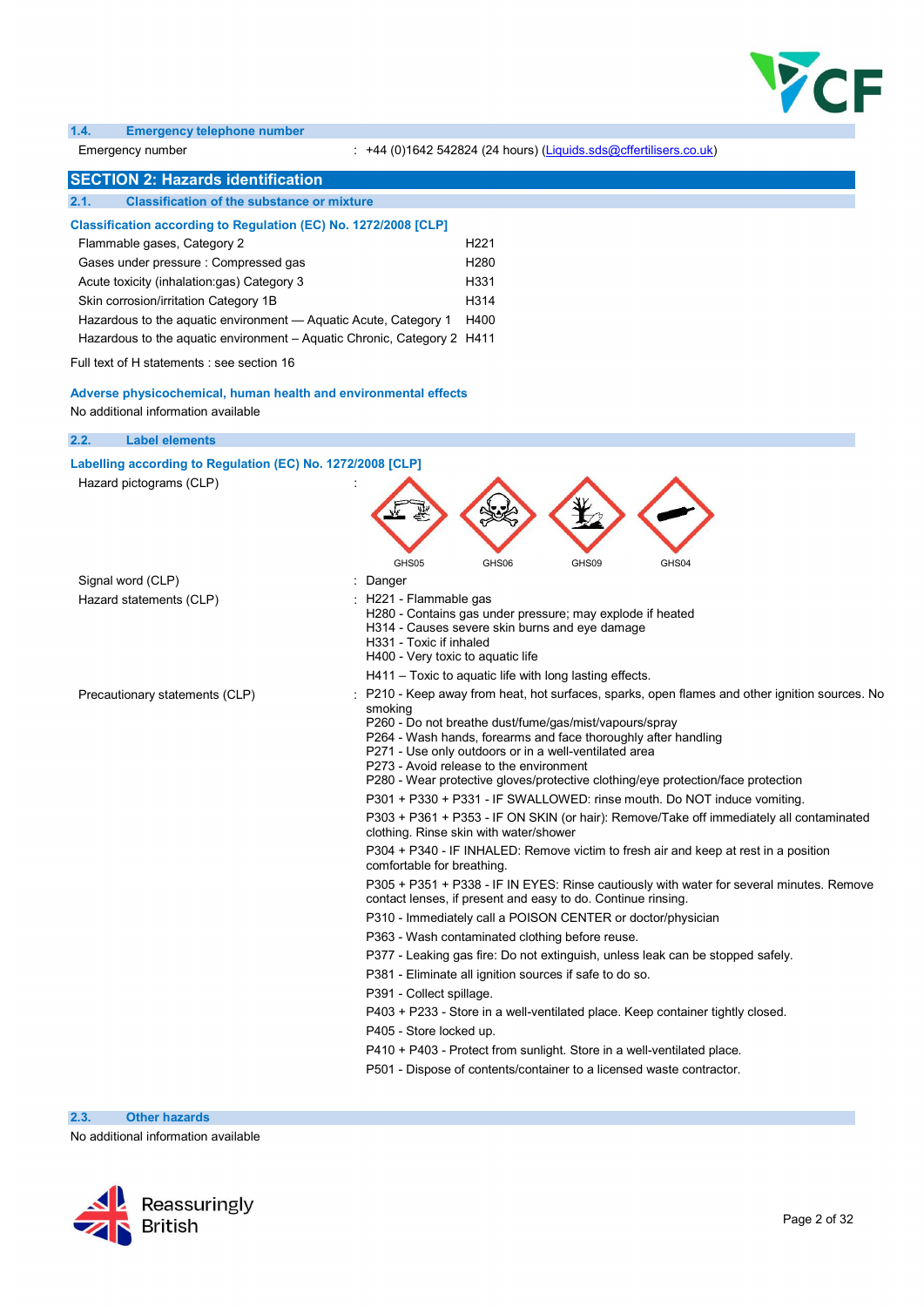### 1.4. Emergency telephone number

Emergency number : +44 (0)1642 542824 (24 hours) (Liquids.sds@cffertilisers.co.uk)

## SECTION 2: Hazards identification

### 2.1. Classification of the substance or mixture

**Classification according to Regulation (EC) No. 1272/2008 [CLP]**

| | |
|---|---|
| Flammable gases, Category 2 | H221 |
| Gases under pressure : Compressed gas | H280 |
| Acute toxicity (inhalation:gas) Category 3 | H331 |
| Skin corrosion/irritation Category 1B | H314 |
| Hazardous to the aquatic environment — Aquatic Acute, Category 1 | H400 |
| Hazardous to the aquatic environment – Aquatic Chronic, Category 2 | H411 |

Full text of H statements : see section 16

**Adverse physicochemical, human health and environmental effects**

No additional information available

### 2.2. Label elements

**Labelling according to Regulation (EC) No. 1272/2008 [CLP]**

Hazard pictograms (CLP) :

GHS05 GHS06 GHS09 GHS04

Signal word (CLP) : Danger

Hazard statements (CLP) :
- H221 - Flammable gas
- H280 - Contains gas under pressure; may explode if heated
- H314 - Causes severe skin burns and eye damage
- H331 - Toxic if inhaled
- H400 - Very toxic to aquatic life
- H411 – Toxic to aquatic life with long lasting effects.

Precautionary statements (CLP) :
- P210 - Keep away from heat, hot surfaces, sparks, open flames and other ignition sources. No smoking
- P260 - Do not breathe dust/fume/gas/mist/vapours/spray
- P264 - Wash hands, forearms and face thoroughly after handling
- P271 - Use only outdoors or in a well-ventilated area
- P273 - Avoid release to the environment
- P280 - Wear protective gloves/protective clothing/eye protection/face protection
- P301 + P330 + P331 - IF SWALLOWED: rinse mouth. Do NOT induce vomiting.
- P303 + P361 + P353 - IF ON SKIN (or hair): Remove/Take off immediately all contaminated clothing. Rinse skin with water/shower
- P304 + P340 - IF INHALED: Remove victim to fresh air and keep at rest in a position comfortable for breathing.
- P305 + P351 + P338 - IF IN EYES: Rinse cautiously with water for several minutes. Remove contact lenses, if present and easy to do. Continue rinsing.
- P310 - Immediately call a POISON CENTER or doctor/physician
- P363 - Wash contaminated clothing before reuse.
- P377 - Leaking gas fire: Do not extinguish, unless leak can be stopped safely.
- P381 - Eliminate all ignition sources if safe to do so.
- P391 - Collect spillage.
- P403 + P233 - Store in a well-ventilated place. Keep container tightly closed.
- P405 - Store locked up.
- P410 + P403 - Protect from sunlight. Store in a well-ventilated place.
- P501 - Dispose of contents/container to a licensed waste contractor.

### 2.3. Other hazards

No additional information available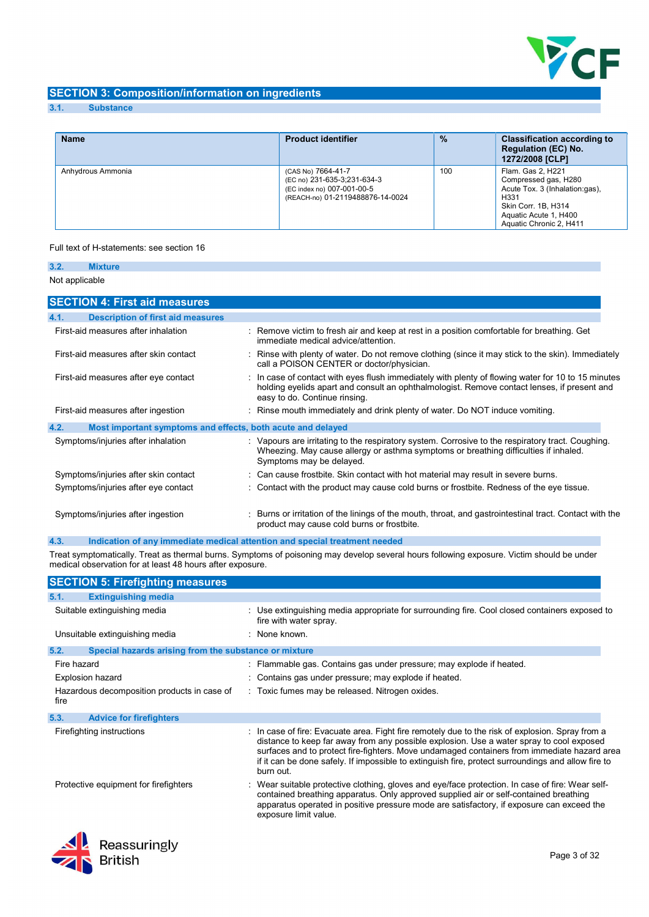## SECTION 3: Composition/information on ingredients

### 3.1. Substance

| Name | Product identifier | % | Classification according to Regulation (EC) No. 1272/2008 [CLP] |
|---|---|---|---|
| Anhydrous Ammonia | (CAS No) 7664-41-7<br>(EC no) 231-635-3;231-634-3<br>(EC index no) 007-001-00-5<br>(REACH-no) 01-2119488876-14-0024 | 100 | Flam. Gas 2, H221<br>Compressed gas, H280<br>Acute Tox. 3 (Inhalation:gas), H331<br>Skin Corr. 1B, H314<br>Aquatic Acute 1, H400<br>Aquatic Chronic 2, H411 |

Full text of H-statements: see section 16

### 3.2. Mixture

Not applicable

## SECTION 4: First aid measures

### 4.1. Description of first aid measures

First-aid measures after inhalation : Remove victim to fresh air and keep at rest in a position comfortable for breathing. Get immediate medical advice/attention.

First-aid measures after skin contact : Rinse with plenty of water. Do not remove clothing (since it may stick to the skin). Immediately call a POISON CENTER or doctor/physician.

First-aid measures after eye contact : In case of contact with eyes flush immediately with plenty of flowing water for 10 to 15 minutes holding eyelids apart and consult an ophthalmologist. Remove contact lenses, if present and easy to do. Continue rinsing.

First-aid measures after ingestion : Rinse mouth immediately and drink plenty of water. Do NOT induce vomiting.

### 4.2. Most important symptoms and effects, both acute and delayed

Symptoms/injuries after inhalation : Vapours are irritating to the respiratory system. Corrosive to the respiratory tract. Coughing. Wheezing. May cause allergy or asthma symptoms or breathing difficulties if inhaled. Symptoms may be delayed.

Symptoms/injuries after skin contact : Can cause frostbite. Skin contact with hot material may result in severe burns.

Symptoms/injuries after eye contact : Contact with the product may cause cold burns or frostbite. Redness of the eye tissue.

Symptoms/injuries after ingestion : Burns or irritation of the linings of the mouth, throat, and gastrointestinal tract. Contact with the product may cause cold burns or frostbite.

### 4.3. Indication of any immediate medical attention and special treatment needed

Treat symptomatically. Treat as thermal burns. Symptoms of poisoning may develop several hours following exposure. Victim should be under medical observation for at least 48 hours after exposure.

## SECTION 5: Firefighting measures

### 5.1. Extinguishing media

Suitable extinguishing media : Use extinguishing media appropriate for surrounding fire. Cool closed containers exposed to fire with water spray.

Unsuitable extinguishing media : None known.

### 5.2. Special hazards arising from the substance or mixture

Fire hazard : Flammable gas. Contains gas under pressure; may explode if heated.

Explosion hazard : Contains gas under pressure; may explode if heated.

Hazardous decomposition products in case of fire : Toxic fumes may be released. Nitrogen oxides.

### 5.3. Advice for firefighters

Firefighting instructions : In case of fire: Evacuate area. Fight fire remotely due to the risk of explosion. Spray from a distance to keep far away from any possible explosion. Use a water spray to cool exposed surfaces and to protect fire-fighters. Move undamaged containers from immediate hazard area if it can be done safely. If impossible to extinguish fire, protect surroundings and allow fire to burn out.

Protective equipment for firefighters : Wear suitable protective clothing, gloves and eye/face protection. In case of fire: Wear self-contained breathing apparatus. Only approved supplied air or self-contained breathing apparatus operated in positive pressure mode are satisfactory, if exposure can exceed the exposure limit value.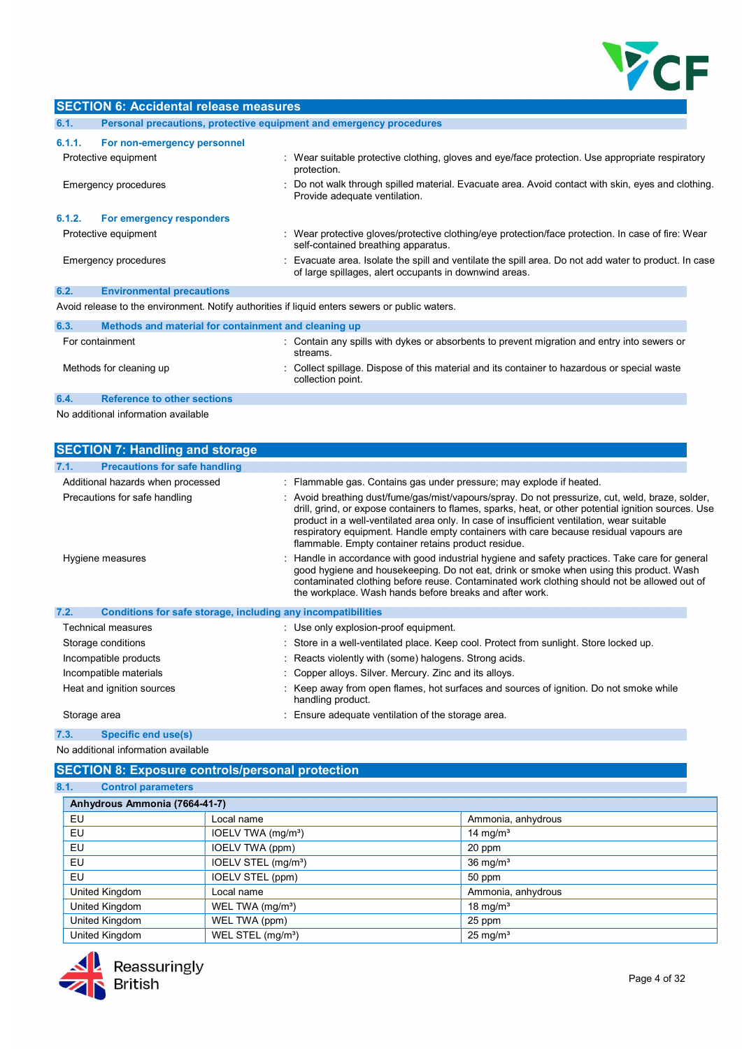## SECTION 6: Accidental release measures

### 6.1. Personal precautions, protective equipment and emergency procedures

#### 6.1.1. For non-emergency personnel

| | |
|---|---|
| Protective equipment | : Wear suitable protective clothing, gloves and eye/face protection. Use appropriate respiratory protection. |
| Emergency procedures | : Do not walk through spilled material. Evacuate area. Avoid contact with skin, eyes and clothing. Provide adequate ventilation. |

#### 6.1.2. For emergency responders

| | |
|---|---|
| Protective equipment | : Wear protective gloves/protective clothing/eye protection/face protection. In case of fire: Wear self-contained breathing apparatus. |
| Emergency procedures | : Evacuate area. Isolate the spill and ventilate the spill area. Do not add water to product. In case of large spillages, alert occupants in downwind areas. |

### 6.2. Environmental precautions

Avoid release to the environment. Notify authorities if liquid enters sewers or public waters.

### 6.3. Methods and material for containment and cleaning up

| | |
|---|---|
| For containment | : Contain any spills with dykes or absorbents to prevent migration and entry into sewers or streams. |
| Methods for cleaning up | : Collect spillage. Dispose of this material and its container to hazardous or special waste collection point. |

### 6.4. Reference to other sections

No additional information available

## SECTION 7: Handling and storage

### 7.1. Precautions for safe handling

| | |
|---|---|
| Additional hazards when processed | : Flammable gas. Contains gas under pressure; may explode if heated. |
| Precautions for safe handling | : Avoid breathing dust/fume/gas/mist/vapours/spray. Do not pressurize, cut, weld, braze, solder, drill, grind, or expose containers to flames, sparks, heat, or other potential ignition sources. Use product in a well-ventilated area only. In case of insufficient ventilation, wear suitable respiratory equipment. Handle empty containers with care because residual vapours are flammable. Empty container retains product residue. |
| Hygiene measures | : Handle in accordance with good industrial hygiene and safety practices. Take care for general good hygiene and housekeeping. Do not eat, drink or smoke when using this product. Wash contaminated clothing before reuse. Contaminated work clothing should not be allowed out of the workplace. Wash hands before breaks and after work. |

### 7.2. Conditions for safe storage, including any incompatibilities

| | |
|---|---|
| Technical measures | : Use only explosion-proof equipment. |
| Storage conditions | : Store in a well-ventilated place. Keep cool. Protect from sunlight. Store locked up. |
| Incompatible products | : Reacts violently with (some) halogens. Strong acids. |
| Incompatible materials | : Copper alloys. Silver. Mercury. Zinc and its alloys. |
| Heat and ignition sources | : Keep away from open flames, hot surfaces and sources of ignition. Do not smoke while handling product. |
| Storage area | : Ensure adequate ventilation of the storage area. |

### 7.3. Specific end use(s)

No additional information available

## SECTION 8: Exposure controls/personal protection

### 8.1. Control parameters

| Anhydrous Ammonia (7664-41-7) | | |
|---|---|---|
| EU | Local name | Ammonia, anhydrous |
| EU | IOELV TWA (mg/m³) | 14 mg/m³ |
| EU | IOELV TWA (ppm) | 20 ppm |
| EU | IOELV STEL (mg/m³) | 36 mg/m³ |
| EU | IOELV STEL (ppm) | 50 ppm |
| United Kingdom | Local name | Ammonia, anhydrous |
| United Kingdom | WEL TWA (mg/m³) | 18 mg/m³ |
| United Kingdom | WEL TWA (ppm) | 25 ppm |
| United Kingdom | WEL STEL (mg/m³) | 25 mg/m³ |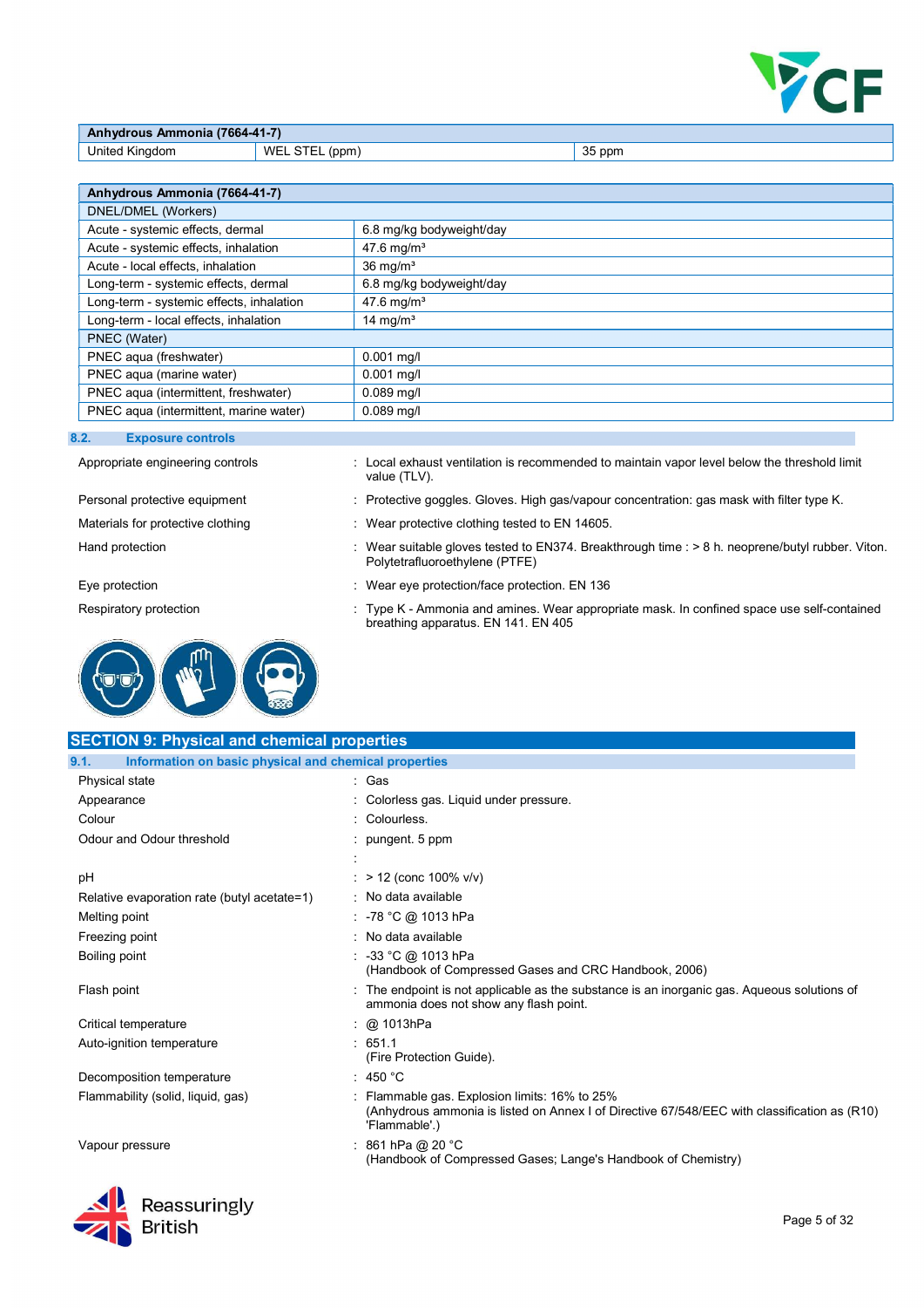| Anhydrous Ammonia (7664-41-7) | | |
|---|---|---|
| United Kingdom | WEL STEL (ppm) | 35 ppm |

| Anhydrous Ammonia (7664-41-7) | |
|---|---|
| DNEL/DMEL (Workers) | |
| Acute - systemic effects, dermal | 6.8 mg/kg bodyweight/day |
| Acute - systemic effects, inhalation | 47.6 mg/m³ |
| Acute - local effects, inhalation | 36 mg/m³ |
| Long-term - systemic effects, dermal | 6.8 mg/kg bodyweight/day |
| Long-term - systemic effects, inhalation | 47.6 mg/m³ |
| Long-term - local effects, inhalation | 14 mg/m³ |
| PNEC (Water) | |
| PNEC aqua (freshwater) | 0.001 mg/l |
| PNEC aqua (marine water) | 0.001 mg/l |
| PNEC aqua (intermittent, freshwater) | 0.089 mg/l |
| PNEC aqua (intermittent, marine water) | 0.089 mg/l |

### 8.2. Exposure controls

Appropriate engineering controls : Local exhaust ventilation is recommended to maintain vapor level below the threshold limit value (TLV).

Personal protective equipment : Protective goggles. Gloves. High gas/vapour concentration: gas mask with filter type K.

Materials for protective clothing : Wear protective clothing tested to EN 14605.

Hand protection : Wear suitable gloves tested to EN374. Breakthrough time : > 8 h. neoprene/butyl rubber. Viton. Polytetrafluoroethylene (PTFE)

Eye protection : Wear eye protection/face protection. EN 136

Respiratory protection : Type K - Ammonia and amines. Wear appropriate mask. In confined space use self-contained breathing apparatus. EN 141. EN 405

## SECTION 9: Physical and chemical properties

### 9.1. Information on basic physical and chemical properties

Physical state : Gas

Appearance : Colorless gas. Liquid under pressure.

Colour : Colourless.

Odour and Odour threshold : pungent. 5 ppm

:

pH : > 12 (conc 100% v/v)

Relative evaporation rate (butyl acetate=1) : No data available

Melting point : -78 °C @ 1013 hPa

Freezing point : No data available

Boiling point : -33 °C @ 1013 hPa (Handbook of Compressed Gases and CRC Handbook, 2006)

Flash point : The endpoint is not applicable as the substance is an inorganic gas. Aqueous solutions of ammonia does not show any flash point.

Critical temperature : @ 1013hPa

Auto-ignition temperature : 651.1 (Fire Protection Guide).

Decomposition temperature : 450 °C

Flammability (solid, liquid, gas) : Flammable gas. Explosion limits: 16% to 25% (Anhydrous ammonia is listed on Annex I of Directive 67/548/EEC with classification as (R10) 'Flammable'.)

Vapour pressure : 861 hPa @ 20 °C (Handbook of Compressed Gases; Lange's Handbook of Chemistry)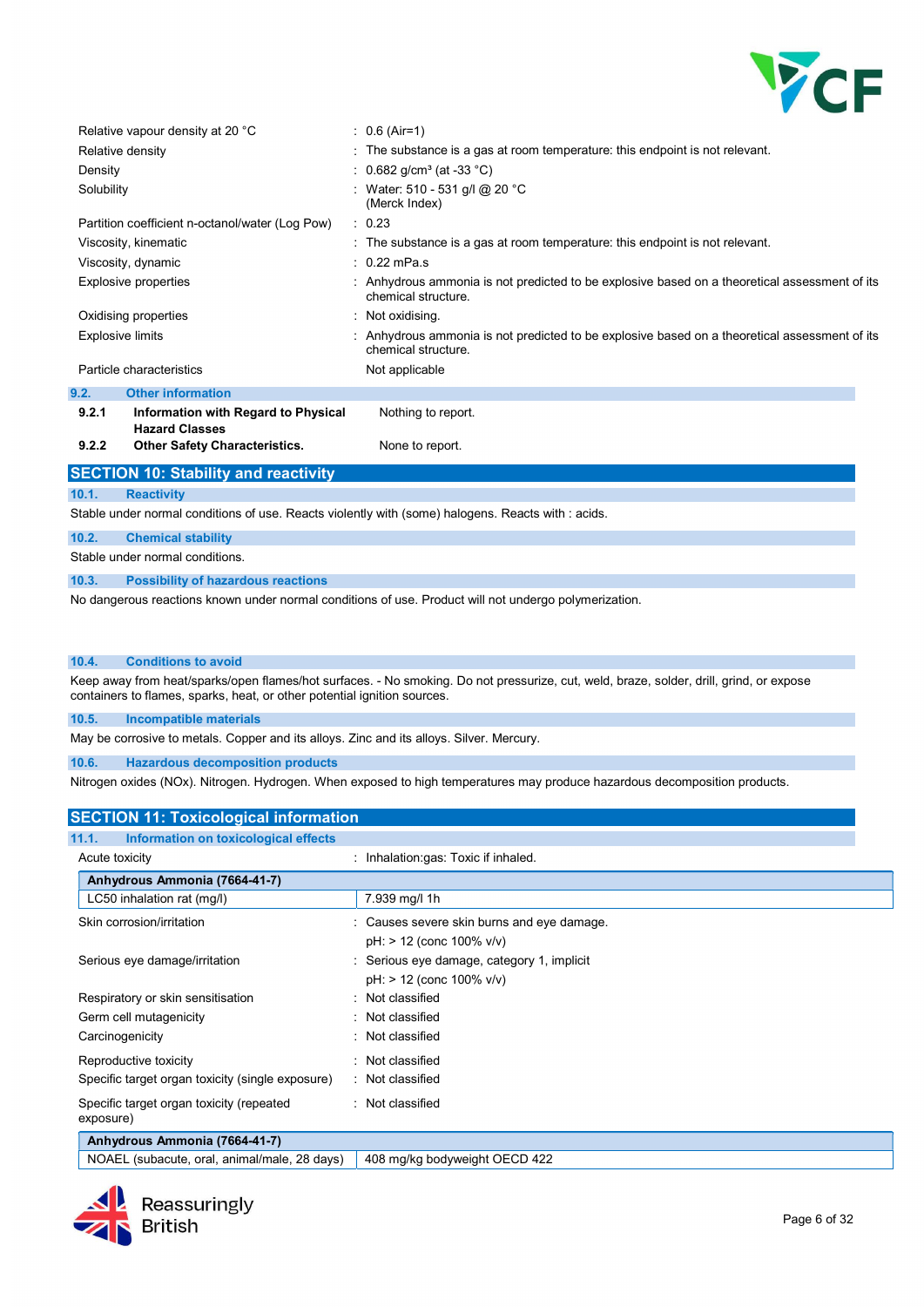| | |
|---|---|
| Relative vapour density at 20 °C | : 0.6 (Air=1) |
| Relative density | : The substance is a gas at room temperature: this endpoint is not relevant. |
| Density | : 0.682 g/cm³ (at -33 °C) |
| Solubility | : Water: 510 - 531 g/l @ 20 °C (Merck Index) |
| Partition coefficient n-octanol/water (Log Pow) | : 0.23 |
| Viscosity, kinematic | : The substance is a gas at room temperature: this endpoint is not relevant. |
| Viscosity, dynamic | : 0.22 mPa.s |
| Explosive properties | : Anhydrous ammonia is not predicted to be explosive based on a theoretical assessment of its chemical structure. |
| Oxidising properties | : Not oxidising. |
| Explosive limits | : Anhydrous ammonia is not predicted to be explosive based on a theoretical assessment of its chemical structure. |
| Particle characteristics | Not applicable |

### 9.2. Other information

| | |
|---|---|
| **9.2.1 Information with Regard to Physical Hazard Classes** | Nothing to report. |
| **9.2.2 Other Safety Characteristics.** | None to report. |

## SECTION 10: Stability and reactivity

### 10.1. Reactivity

Stable under normal conditions of use. Reacts violently with (some) halogens. Reacts with : acids.

### 10.2. Chemical stability

Stable under normal conditions.

### 10.3. Possibility of hazardous reactions

No dangerous reactions known under normal conditions of use. Product will not undergo polymerization.

### 10.4. Conditions to avoid

Keep away from heat/sparks/open flames/hot surfaces. - No smoking. Do not pressurize, cut, weld, braze, solder, drill, grind, or expose containers to flames, sparks, heat, or other potential ignition sources.

### 10.5. Incompatible materials

May be corrosive to metals. Copper and its alloys. Zinc and its alloys. Silver. Mercury.

### 10.6. Hazardous decomposition products

Nitrogen oxides (NOx). Nitrogen. Hydrogen. When exposed to high temperatures may produce hazardous decomposition products.

## SECTION 11: Toxicological information

### 11.1. Information on toxicological effects

Acute toxicity : Inhalation:gas: Toxic if inhaled.

| Anhydrous Ammonia (7664-41-7) | |
|---|---|
| LC50 inhalation rat (mg/l) | 7.939 mg/l 1h |

| | |
|---|---|
| Skin corrosion/irritation | : Causes severe skin burns and eye damage. pH: > 12 (conc 100% v/v) |
| Serious eye damage/irritation | : Serious eye damage, category 1, implicit pH: > 12 (conc 100% v/v) |
| Respiratory or skin sensitisation | : Not classified |
| Germ cell mutagenicity | : Not classified |
| Carcinogenicity | : Not classified |
| Reproductive toxicity | : Not classified |
| Specific target organ toxicity (single exposure) | : Not classified |
| Specific target organ toxicity (repeated exposure) | : Not classified |

| Anhydrous Ammonia (7664-41-7) | |
|---|---|
| NOAEL (subacute, oral, animal/male, 28 days) | 408 mg/kg bodyweight OECD 422 |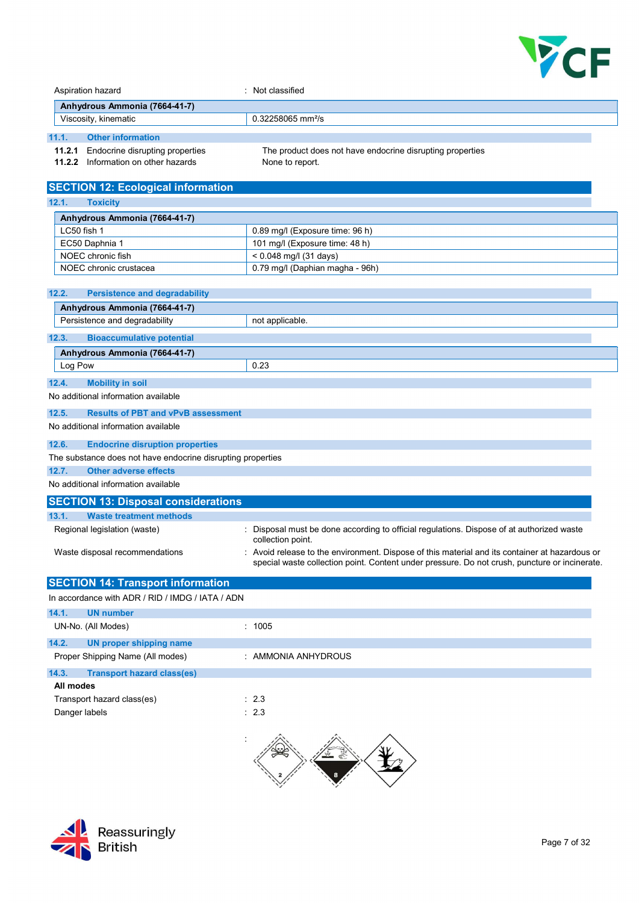Aspiration hazard : Not classified

| Anhydrous Ammonia (7664-41-7) | |
|---|---|
| Viscosity, kinematic | 0.32258065 mm²/s |

### 11.1. Other information

**11.2.1** Endocrine disrupting properties — The product does not have endocrine disrupting properties

**11.2.2** Information on other hazards — None to report.

## SECTION 12: Ecological information

### 12.1. Toxicity

| Anhydrous Ammonia (7664-41-7) | |
|---|---|
| LC50 fish 1 | 0.89 mg/l (Exposure time: 96 h) |
| EC50 Daphnia 1 | 101 mg/l (Exposure time: 48 h) |
| NOEC chronic fish | < 0.048 mg/l (31 days) |
| NOEC chronic crustacea | 0.79 mg/l (Daphian magha - 96h) |

### 12.2. Persistence and degradability

| Anhydrous Ammonia (7664-41-7) | |
|---|---|
| Persistence and degradability | not applicable. |

### 12.3. Bioaccumulative potential

| Anhydrous Ammonia (7664-41-7) | |
|---|---|
| Log Pow | 0.23 |

### 12.4. Mobility in soil

No additional information available

### 12.5. Results of PBT and vPvB assessment

No additional information available

### 12.6. Endocrine disruption properties

The substance does not have endocrine disrupting properties

### 12.7. Other adverse effects

No additional information available

## SECTION 13: Disposal considerations

### 13.1. Waste treatment methods

Regional legislation (waste) : Disposal must be done according to official regulations. Dispose of at authorized waste collection point.

Waste disposal recommendations : Avoid release to the environment. Dispose of this material and its container at hazardous or special waste collection point. Content under pressure. Do not crush, puncture or incinerate.

## SECTION 14: Transport information

In accordance with ADR / RID / IMDG / IATA / ADN

### 14.1. UN number

UN-No. (All Modes) : 1005

### 14.2. UN proper shipping name

Proper Shipping Name (All modes) : AMMONIA ANHYDROUS

### 14.3. Transport hazard class(es)

**All modes**

Transport hazard class(es) : 2.3

Danger labels : 2.3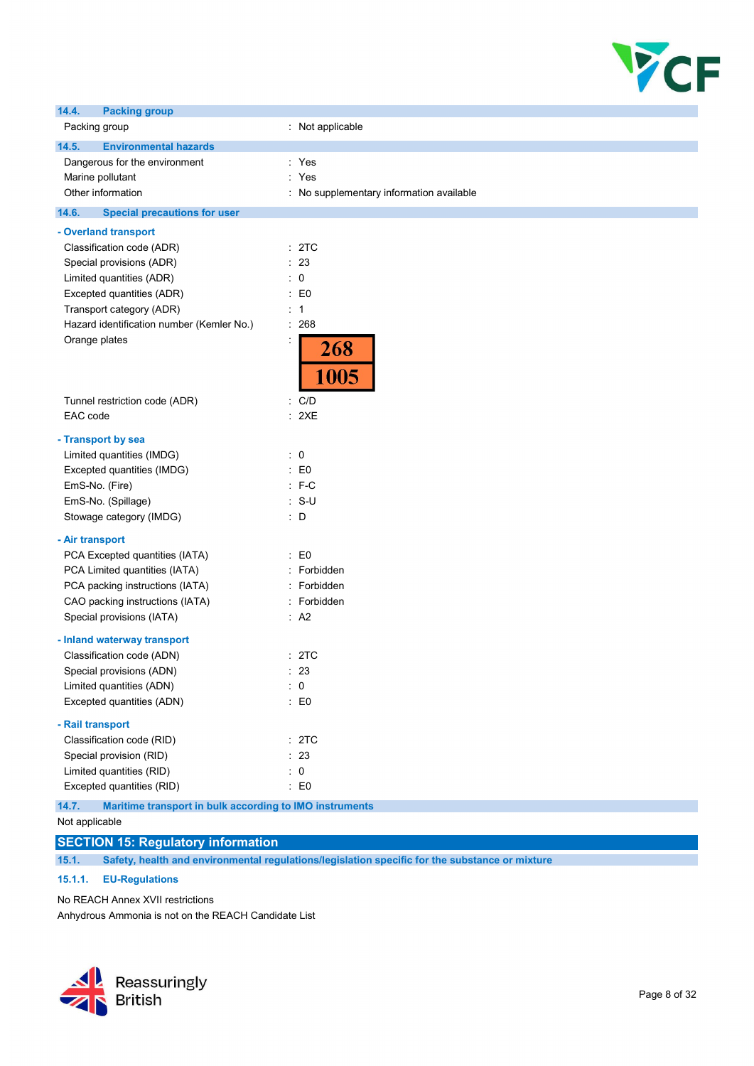## 14.4. Packing group

| | |
|---|---|
| Packing group | : Not applicable |

## 14.5. Environmental hazards

| | |
|---|---|
| Dangerous for the environment | : Yes |
| Marine pollutant | : Yes |
| Other information | : No supplementary information available |

## 14.6. Special precautions for user

**- Overland transport**

| | |
|---|---|
| Classification code (ADR) | : 2TC |
| Special provisions (ADR) | : 23 |
| Limited quantities (ADR) | : 0 |
| Excepted quantities (ADR) | : E0 |
| Transport category (ADR) | : 1 |
| Hazard identification number (Kemler No.) | : 268 |
| Orange plates | : 268 / 1005 |
| Tunnel restriction code (ADR) | : C/D |
| EAC code | : 2XE |

**- Transport by sea**

| | |
|---|---|
| Limited quantities (IMDG) | : 0 |
| Excepted quantities (IMDG) | : E0 |
| EmS-No. (Fire) | : F-C |
| EmS-No. (Spillage) | : S-U |
| Stowage category (IMDG) | : D |

**- Air transport**

| | |
|---|---|
| PCA Excepted quantities (IATA) | : E0 |
| PCA Limited quantities (IATA) | : Forbidden |
| PCA packing instructions (IATA) | : Forbidden |
| CAO packing instructions (IATA) | : Forbidden |
| Special provisions (IATA) | : A2 |

**- Inland waterway transport**

| | |
|---|---|
| Classification code (ADN) | : 2TC |
| Special provisions (ADN) | : 23 |
| Limited quantities (ADN) | : 0 |
| Excepted quantities (ADN) | : E0 |

**- Rail transport**

| | |
|---|---|
| Classification code (RID) | : 2TC |
| Special provision (RID) | : 23 |
| Limited quantities (RID) | : 0 |
| Excepted quantities (RID) | : E0 |

## 14.7. Maritime transport in bulk according to IMO instruments

Not applicable

# SECTION 15: Regulatory information

## 15.1. Safety, health and environmental regulations/legislation specific for the substance or mixture

### 15.1.1. EU-Regulations

No REACH Annex XVII restrictions

Anhydrous Ammonia is not on the REACH Candidate List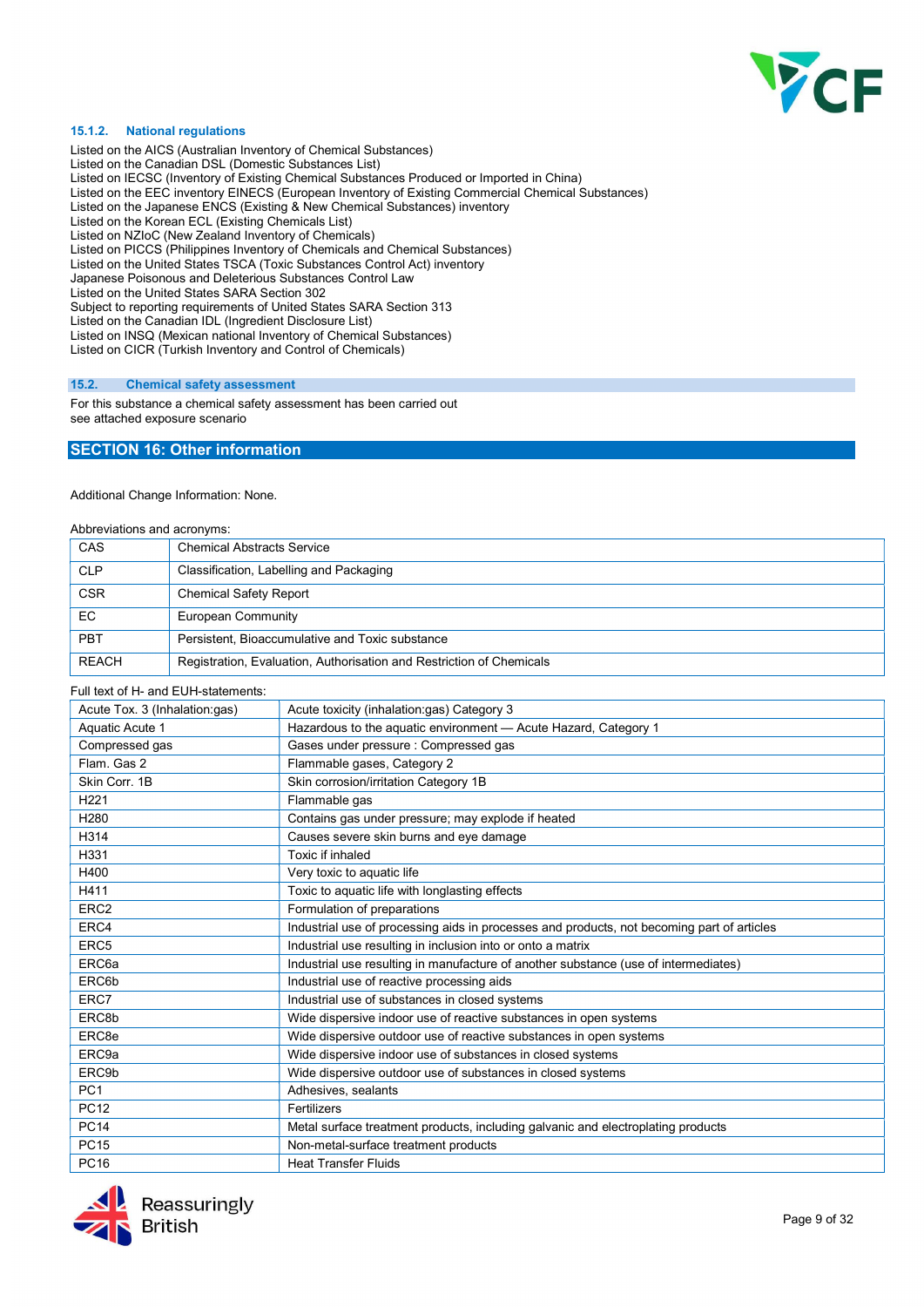#### 15.1.2. National regulations

Listed on the AICS (Australian Inventory of Chemical Substances)
Listed on the Canadian DSL (Domestic Substances List)
Listed on IECSC (Inventory of Existing Chemical Substances Produced or Imported in China)
Listed on the EEC inventory EINECS (European Inventory of Existing Commercial Chemical Substances)
Listed on the Japanese ENCS (Existing & New Chemical Substances) inventory
Listed on the Korean ECL (Existing Chemicals List)
Listed on NZIoC (New Zealand Inventory of Chemicals)
Listed on PICCS (Philippines Inventory of Chemicals and Chemical Substances)
Listed on the United States TSCA (Toxic Substances Control Act) inventory
Japanese Poisonous and Deleterious Substances Control Law
Listed on the United States SARA Section 302
Subject to reporting requirements of United States SARA Section 313
Listed on the Canadian IDL (Ingredient Disclosure List)
Listed on INSQ (Mexican national Inventory of Chemical Substances)
Listed on CICR (Turkish Inventory and Control of Chemicals)

### 15.2. Chemical safety assessment

For this substance a chemical safety assessment has been carried out
see attached exposure scenario

## SECTION 16: Other information

Additional Change Information: None.

Abbreviations and acronyms:

| | |
|---|---|
| CAS | Chemical Abstracts Service |
| CLP | Classification, Labelling and Packaging |
| CSR | Chemical Safety Report |
| EC | European Community |
| PBT | Persistent, Bioaccumulative and Toxic substance |
| REACH | Registration, Evaluation, Authorisation and Restriction of Chemicals |

Full text of H- and EUH-statements:

| | |
|---|---|
| Acute Tox. 3 (Inhalation:gas) | Acute toxicity (inhalation:gas) Category 3 |
| Aquatic Acute 1 | Hazardous to the aquatic environment — Acute Hazard, Category 1 |
| Compressed gas | Gases under pressure : Compressed gas |
| Flam. Gas 2 | Flammable gases, Category 2 |
| Skin Corr. 1B | Skin corrosion/irritation Category 1B |
| H221 | Flammable gas |
| H280 | Contains gas under pressure; may explode if heated |
| H314 | Causes severe skin burns and eye damage |
| H331 | Toxic if inhaled |
| H400 | Very toxic to aquatic life |
| H411 | Toxic to aquatic life with longlasting effects |
| ERC2 | Formulation of preparations |
| ERC4 | Industrial use of processing aids in processes and products, not becoming part of articles |
| ERC5 | Industrial use resulting in inclusion into or onto a matrix |
| ERC6a | Industrial use resulting in manufacture of another substance (use of intermediates) |
| ERC6b | Industrial use of reactive processing aids |
| ERC7 | Industrial use of substances in closed systems |
| ERC8b | Wide dispersive indoor use of reactive substances in open systems |
| ERC8e | Wide dispersive outdoor use of reactive substances in open systems |
| ERC9a | Wide dispersive indoor use of substances in closed systems |
| ERC9b | Wide dispersive outdoor use of substances in closed systems |
| PC1 | Adhesives, sealants |
| PC12 | Fertilizers |
| PC14 | Metal surface treatment products, including galvanic and electroplating products |
| PC15 | Non-metal-surface treatment products |
| PC16 | Heat Transfer Fluids |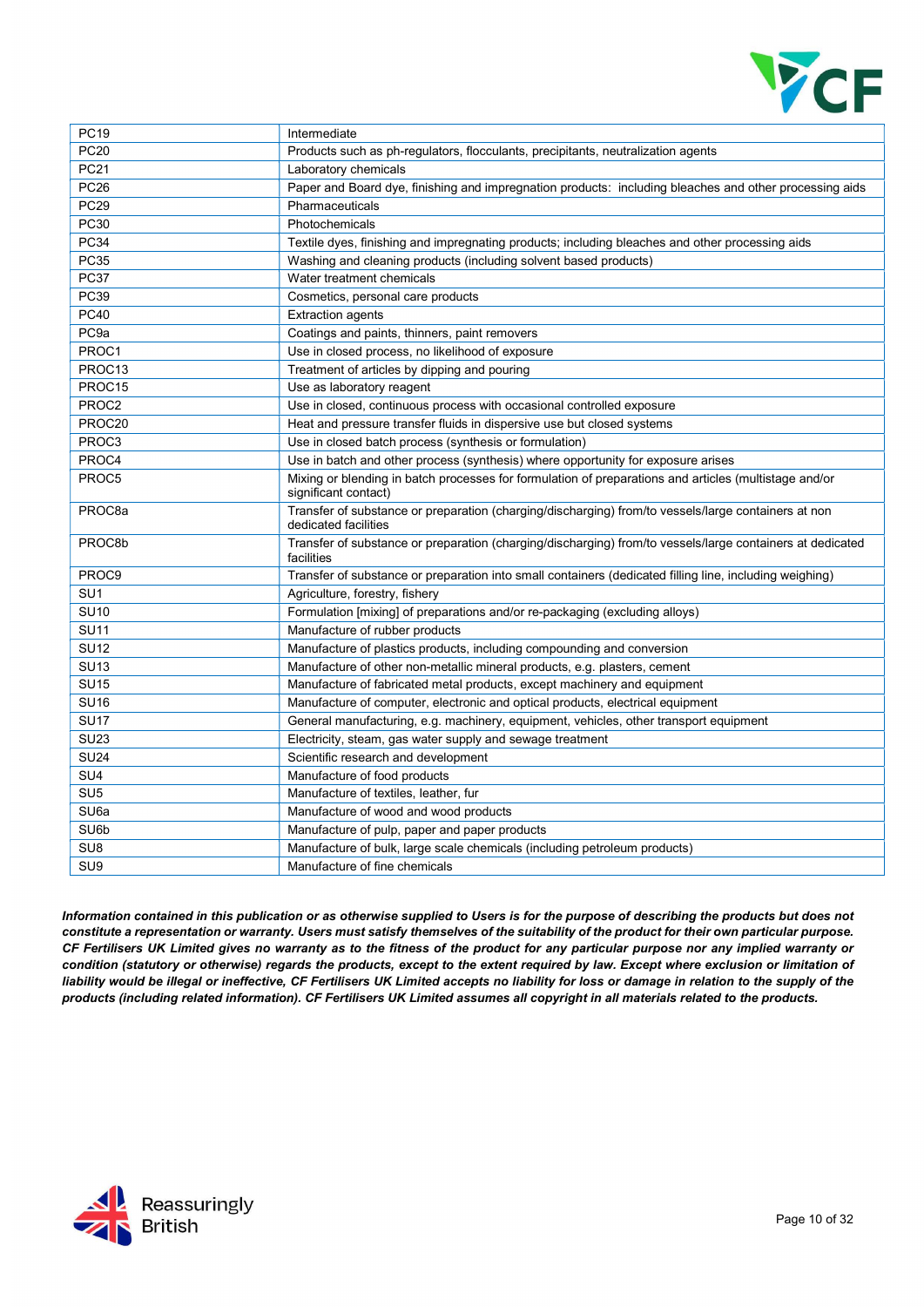| | |
|---|---|
| PC19 | Intermediate |
| PC20 | Products such as ph-regulators, flocculants, precipitants, neutralization agents |
| PC21 | Laboratory chemicals |
| PC26 | Paper and Board dye, finishing and impregnation products:  including bleaches and other processing aids |
| PC29 | Pharmaceuticals |
| PC30 | Photochemicals |
| PC34 | Textile dyes, finishing and impregnating products; including bleaches and other processing aids |
| PC35 | Washing and cleaning products (including solvent based products) |
| PC37 | Water treatment chemicals |
| PC39 | Cosmetics, personal care products |
| PC40 | Extraction agents |
| PC9a | Coatings and paints, thinners, paint removers |
| PROC1 | Use in closed process, no likelihood of exposure |
| PROC13 | Treatment of articles by dipping and pouring |
| PROC15 | Use as laboratory reagent |
| PROC2 | Use in closed, continuous process with occasional controlled exposure |
| PROC20 | Heat and pressure transfer fluids in dispersive use but closed systems |
| PROC3 | Use in closed batch process (synthesis or formulation) |
| PROC4 | Use in batch and other process (synthesis) where opportunity for exposure arises |
| PROC5 | Mixing or blending in batch processes for formulation of preparations and articles (multistage and/or significant contact) |
| PROC8a | Transfer of substance or preparation (charging/discharging) from/to vessels/large containers at non dedicated facilities |
| PROC8b | Transfer of substance or preparation (charging/discharging) from/to vessels/large containers at dedicated facilities |
| PROC9 | Transfer of substance or preparation into small containers (dedicated filling line, including weighing) |
| SU1 | Agriculture, forestry, fishery |
| SU10 | Formulation [mixing] of preparations and/or re-packaging (excluding alloys) |
| SU11 | Manufacture of rubber products |
| SU12 | Manufacture of plastics products, including compounding and conversion |
| SU13 | Manufacture of other non-metallic mineral products, e.g. plasters, cement |
| SU15 | Manufacture of fabricated metal products, except machinery and equipment |
| SU16 | Manufacture of computer, electronic and optical products, electrical equipment |
| SU17 | General manufacturing, e.g. machinery, equipment, vehicles, other transport equipment |
| SU23 | Electricity, steam, gas water supply and sewage treatment |
| SU24 | Scientific research and development |
| SU4 | Manufacture of food products |
| SU5 | Manufacture of textiles, leather, fur |
| SU6a | Manufacture of wood and wood products |
| SU6b | Manufacture of pulp, paper and paper products |
| SU8 | Manufacture of bulk, large scale chemicals (including petroleum products) |
| SU9 | Manufacture of fine chemicals |

***Information contained in this publication or as otherwise supplied to Users is for the purpose of describing the products but does not constitute a representation or warranty. Users must satisfy themselves of the suitability of the product for their own particular purpose. CF Fertilisers UK Limited gives no warranty as to the fitness of the product for any particular purpose nor any implied warranty or condition (statutory or otherwise) regards the products, except to the extent required by law. Except where exclusion or limitation of liability would be illegal or ineffective, CF Fertilisers UK Limited accepts no liability for loss or damage in relation to the supply of the products (including related information). CF Fertilisers UK Limited assumes all copyright in all materials related to the products.***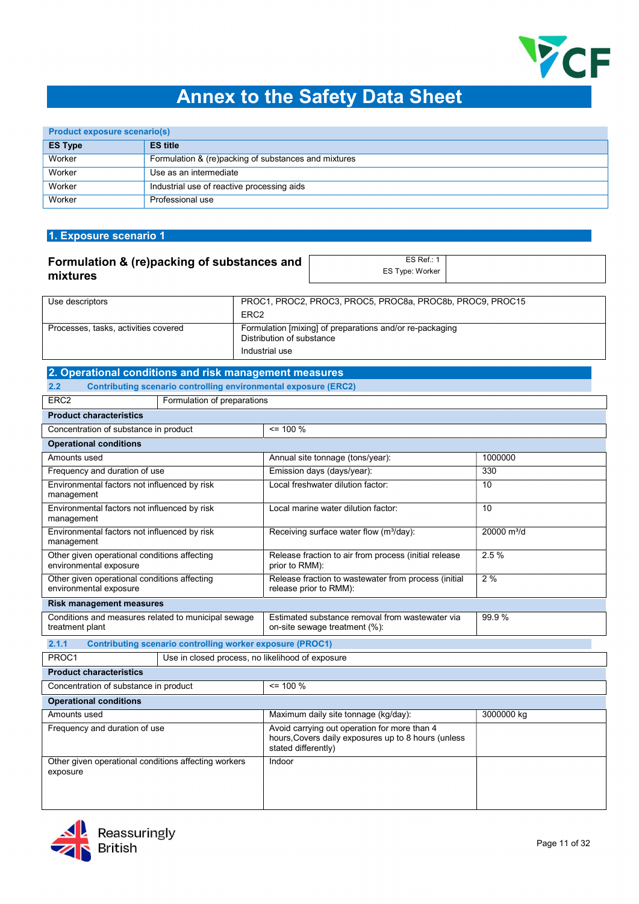# Annex to the Safety Data Sheet

| Product exposure scenario(s) | |
|---|---|
| **ES Type** | **ES title** |
| Worker | Formulation & (re)packing of substances and mixtures |
| Worker | Use as an intermediate |
| Worker | Industrial use of reactive processing aids |
| Worker | Professional use |

## 1. Exposure scenario 1

### Formulation & (re)packing of substances and mixtures

| ES Ref.: 1<br>ES Type: Worker | |
|---|---|

| | |
|---|---|
| Use descriptors | PROC1, PROC2, PROC3, PROC5, PROC8a, PROC8b, PROC9, PROC15<br>ERC2 |
| Processes, tasks, activities covered | Formulation [mixing] of preparations and/or re-packaging<br>Distribution of substance<br>Industrial use |

## 2. Operational conditions and risk management measures

### 2.2 Contributing scenario controlling environmental exposure (ERC2)

| ERC2 | Formulation of preparations | |
|---|---|---|
| **Product characteristics** | | |
| Concentration of substance in product | <= 100 % | |
| **Operational conditions** | | |
| Amounts used | Annual site tonnage (tons/year): | 1000000 |
| Frequency and duration of use | Emission days (days/year): | 330 |
| Environmental factors not influenced by risk management | Local freshwater dilution factor: | 10 |
| Environmental factors not influenced by risk management | Local marine water dilution factor: | 10 |
| Environmental factors not influenced by risk management | Receiving surface water flow ($m^3$/day): | 20000 $m^3$/d |
| Other given operational conditions affecting environmental exposure | Release fraction to air from process (initial release prior to RMM): | 2.5 % |
| Other given operational conditions affecting environmental exposure | Release fraction to wastewater from process (initial release prior to RMM): | 2 % |
| **Risk management measures** | | |
| Conditions and measures related to municipal sewage treatment plant | Estimated substance removal from wastewater via on-site sewage treatment (%): | 99.9 % |

### 2.1.1 Contributing scenario controlling worker exposure (PROC1)

| PROC1 | Use in closed process, no likelihood of exposure | |
|---|---|---|
| **Product characteristics** | | |
| Concentration of substance in product | <= 100 % | |
| **Operational conditions** | | |
| Amounts used | Maximum daily site tonnage (kg/day): | 3000000 kg |
| Frequency and duration of use | Avoid carrying out operation for more than 4 hours,Covers daily exposures up to 8 hours (unless stated differently) | |
| Other given operational conditions affecting workers exposure | Indoor | |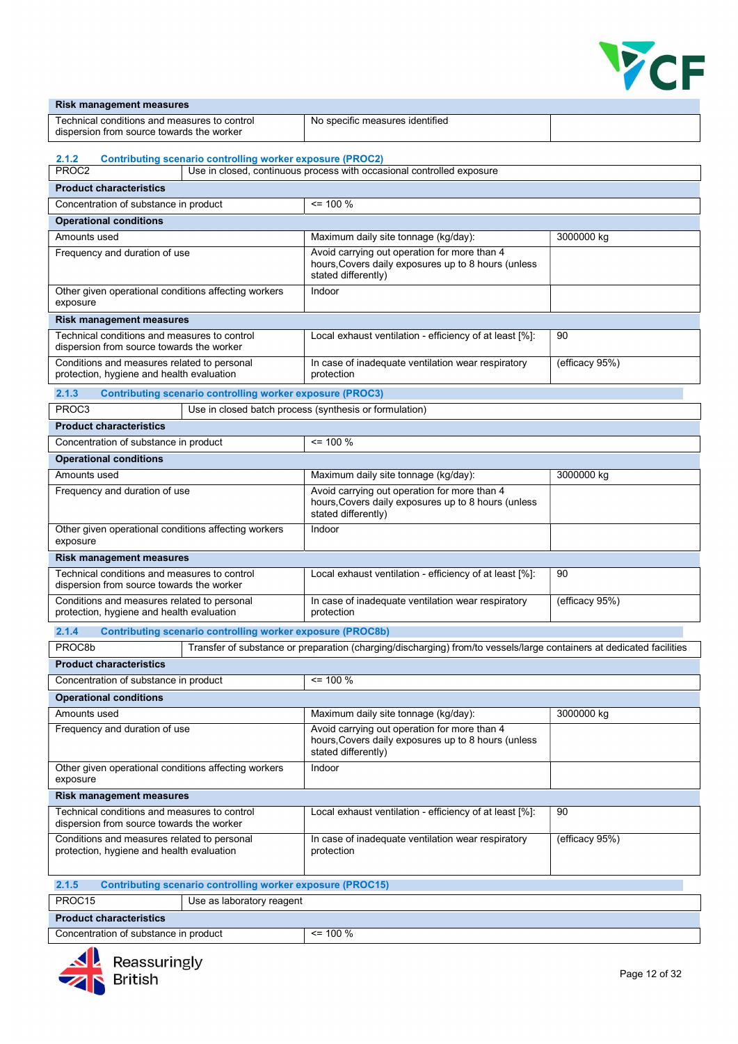| Risk management measures | | |
|---|---|---|
| Technical conditions and measures to control dispersion from source towards the worker | No specific measures identified | |

### 2.1.2 Contributing scenario controlling worker exposure (PROC2)

| PROC2 | Use in closed, continuous process with occasional controlled exposure | |
|---|---|---|
| **Product characteristics** | | |
| Concentration of substance in product | <= 100 % | |
| **Operational conditions** | | |
| Amounts used | Maximum daily site tonnage (kg/day): | 3000000 kg |
| Frequency and duration of use | Avoid carrying out operation for more than 4 hours,Covers daily exposures up to 8 hours (unless stated differently) | |
| Other given operational conditions affecting workers exposure | Indoor | |
| **Risk management measures** | | |
| Technical conditions and measures to control dispersion from source towards the worker | Local exhaust ventilation - efficiency of at least [%]: | 90 |
| Conditions and measures related to personal protection, hygiene and health evaluation | In case of inadequate ventilation wear respiratory protection | (efficacy 95%) |

### 2.1.3 Contributing scenario controlling worker exposure (PROC3)

| PROC3 | Use in closed batch process (synthesis or formulation) | |
|---|---|---|
| **Product characteristics** | | |
| Concentration of substance in product | <= 100 % | |
| **Operational conditions** | | |
| Amounts used | Maximum daily site tonnage (kg/day): | 3000000 kg |
| Frequency and duration of use | Avoid carrying out operation for more than 4 hours,Covers daily exposures up to 8 hours (unless stated differently) | |
| Other given operational conditions affecting workers exposure | Indoor | |
| **Risk management measures** | | |
| Technical conditions and measures to control dispersion from source towards the worker | Local exhaust ventilation - efficiency of at least [%]: | 90 |
| Conditions and measures related to personal protection, hygiene and health evaluation | In case of inadequate ventilation wear respiratory protection | (efficacy 95%) |

### 2.1.4 Contributing scenario controlling worker exposure (PROC8b)

| PROC8b | Transfer of substance or preparation (charging/discharging) from/to vessels/large containers at dedicated facilities | |
|---|---|---|
| **Product characteristics** | | |
| Concentration of substance in product | <= 100 % | |
| **Operational conditions** | | |
| Amounts used | Maximum daily site tonnage (kg/day): | 3000000 kg |
| Frequency and duration of use | Avoid carrying out operation for more than 4 hours,Covers daily exposures up to 8 hours (unless stated differently) | |
| Other given operational conditions affecting workers exposure | Indoor | |
| **Risk management measures** | | |
| Technical conditions and measures to control dispersion from source towards the worker | Local exhaust ventilation - efficiency of at least [%]: | 90 |
| Conditions and measures related to personal protection, hygiene and health evaluation | In case of inadequate ventilation wear respiratory protection | (efficacy 95%) |

### 2.1.5 Contributing scenario controlling worker exposure (PROC15)

| PROC15 | Use as laboratory reagent |
|---|---|
| **Product characteristics** | |
| Concentration of substance in product | <= 100 % |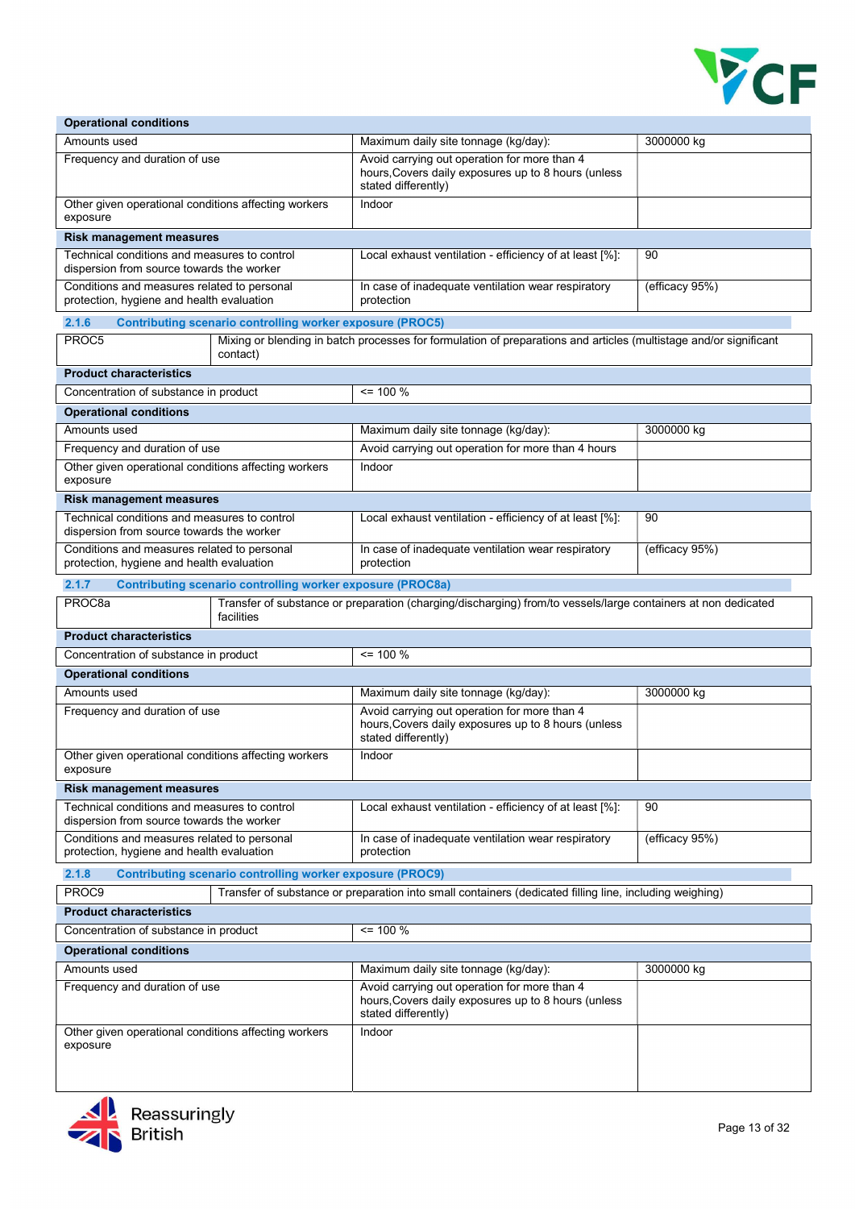| Operational conditions | | |
|---|---|---|
| Amounts used | Maximum daily site tonnage (kg/day): | 3000000 kg |
| Frequency and duration of use | Avoid carrying out operation for more than 4 hours,Covers daily exposures up to 8 hours (unless stated differently) | |
| Other given operational conditions affecting workers exposure | Indoor | |
| **Risk management measures** | | |
| Technical conditions and measures to control dispersion from source towards the worker | Local exhaust ventilation - efficiency of at least [%]: | 90 |
| Conditions and measures related to personal protection, hygiene and health evaluation | In case of inadequate ventilation wear respiratory protection | (efficacy 95%) |

### 2.1.6 Contributing scenario controlling worker exposure (PROC5)

| PROC5 | Mixing or blending in batch processes for formulation of preparations and articles (multistage and/or significant contact) | |
|---|---|---|
| **Product characteristics** | | |
| Concentration of substance in product | <= 100 % | |
| **Operational conditions** | | |
| Amounts used | Maximum daily site tonnage (kg/day): | 3000000 kg |
| Frequency and duration of use | Avoid carrying out operation for more than 4 hours | |
| Other given operational conditions affecting workers exposure | Indoor | |
| **Risk management measures** | | |
| Technical conditions and measures to control dispersion from source towards the worker | Local exhaust ventilation - efficiency of at least [%]: | 90 |
| Conditions and measures related to personal protection, hygiene and health evaluation | In case of inadequate ventilation wear respiratory protection | (efficacy 95%) |

### 2.1.7 Contributing scenario controlling worker exposure (PROC8a)

| PROC8a | Transfer of substance or preparation (charging/discharging) from/to vessels/large containers at non dedicated facilities | |
|---|---|---|
| **Product characteristics** | | |
| Concentration of substance in product | <= 100 % | |
| **Operational conditions** | | |
| Amounts used | Maximum daily site tonnage (kg/day): | 3000000 kg |
| Frequency and duration of use | Avoid carrying out operation for more than 4 hours,Covers daily exposures up to 8 hours (unless stated differently) | |
| Other given operational conditions affecting workers exposure | Indoor | |
| **Risk management measures** | | |
| Technical conditions and measures to control dispersion from source towards the worker | Local exhaust ventilation - efficiency of at least [%]: | 90 |
| Conditions and measures related to personal protection, hygiene and health evaluation | In case of inadequate ventilation wear respiratory protection | (efficacy 95%) |

### 2.1.8 Contributing scenario controlling worker exposure (PROC9)

| PROC9 | Transfer of substance or preparation into small containers (dedicated filling line, including weighing) | |
|---|---|---|
| **Product characteristics** | | |
| Concentration of substance in product | <= 100 % | |
| **Operational conditions** | | |
| Amounts used | Maximum daily site tonnage (kg/day): | 3000000 kg |
| Frequency and duration of use | Avoid carrying out operation for more than 4 hours,Covers daily exposures up to 8 hours (unless stated differently) | |
| Other given operational conditions affecting workers exposure | Indoor | |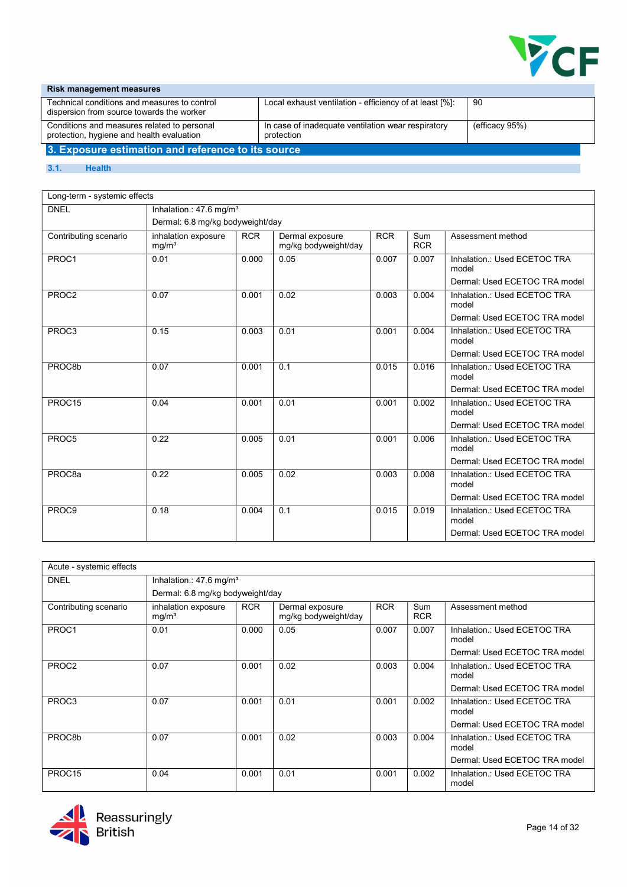| Risk management measures | | |
|---|---|---|
| Technical conditions and measures to control dispersion from source towards the worker | Local exhaust ventilation - efficiency of at least [%]: | 90 |
| Conditions and measures related to personal protection, hygiene and health evaluation | In case of inadequate ventilation wear respiratory protection | (efficacy 95%) |

## 3. Exposure estimation and reference to its source

### 3.1. Health

| Long-term - systemic effects | | | | | | |
|---|---|---|---|---|---|---|
| DNEL | Inhalation.: 47.6 mg/m³<br>Dermal: 6.8 mg/kg bodyweight/day | | | | | |
| Contributing scenario | inhalation exposure mg/m³ | RCR | Dermal exposure mg/kg bodyweight/day | RCR | Sum RCR | Assessment method |
| PROC1 | 0.01 | 0.000 | 0.05 | 0.007 | 0.007 | Inhalation.: Used ECETOC TRA model<br>Dermal: Used ECETOC TRA model |
| PROC2 | 0.07 | 0.001 | 0.02 | 0.003 | 0.004 | Inhalation.: Used ECETOC TRA model<br>Dermal: Used ECETOC TRA model |
| PROC3 | 0.15 | 0.003 | 0.01 | 0.001 | 0.004 | Inhalation.: Used ECETOC TRA model<br>Dermal: Used ECETOC TRA model |
| PROC8b | 0.07 | 0.001 | 0.1 | 0.015 | 0.016 | Inhalation.: Used ECETOC TRA model<br>Dermal: Used ECETOC TRA model |
| PROC15 | 0.04 | 0.001 | 0.01 | 0.001 | 0.002 | Inhalation.: Used ECETOC TRA model<br>Dermal: Used ECETOC TRA model |
| PROC5 | 0.22 | 0.005 | 0.01 | 0.001 | 0.006 | Inhalation.: Used ECETOC TRA model<br>Dermal: Used ECETOC TRA model |
| PROC8a | 0.22 | 0.005 | 0.02 | 0.003 | 0.008 | Inhalation.: Used ECETOC TRA model<br>Dermal: Used ECETOC TRA model |
| PROC9 | 0.18 | 0.004 | 0.1 | 0.015 | 0.019 | Inhalation.: Used ECETOC TRA model<br>Dermal: Used ECETOC TRA model |

| Acute - systemic effects | | | | | | |
|---|---|---|---|---|---|---|
| DNEL | Inhalation.: 47.6 mg/m³<br>Dermal: 6.8 mg/kg bodyweight/day | | | | | |
| Contributing scenario | inhalation exposure mg/m³ | RCR | Dermal exposure mg/kg bodyweight/day | RCR | Sum RCR | Assessment method |
| PROC1 | 0.01 | 0.000 | 0.05 | 0.007 | 0.007 | Inhalation.: Used ECETOC TRA model<br>Dermal: Used ECETOC TRA model |
| PROC2 | 0.07 | 0.001 | 0.02 | 0.003 | 0.004 | Inhalation.: Used ECETOC TRA model<br>Dermal: Used ECETOC TRA model |
| PROC3 | 0.07 | 0.001 | 0.01 | 0.001 | 0.002 | Inhalation.: Used ECETOC TRA model<br>Dermal: Used ECETOC TRA model |
| PROC8b | 0.07 | 0.001 | 0.02 | 0.003 | 0.004 | Inhalation.: Used ECETOC TRA model<br>Dermal: Used ECETOC TRA model |
| PROC15 | 0.04 | 0.001 | 0.01 | 0.001 | 0.002 | Inhalation.: Used ECETOC TRA model |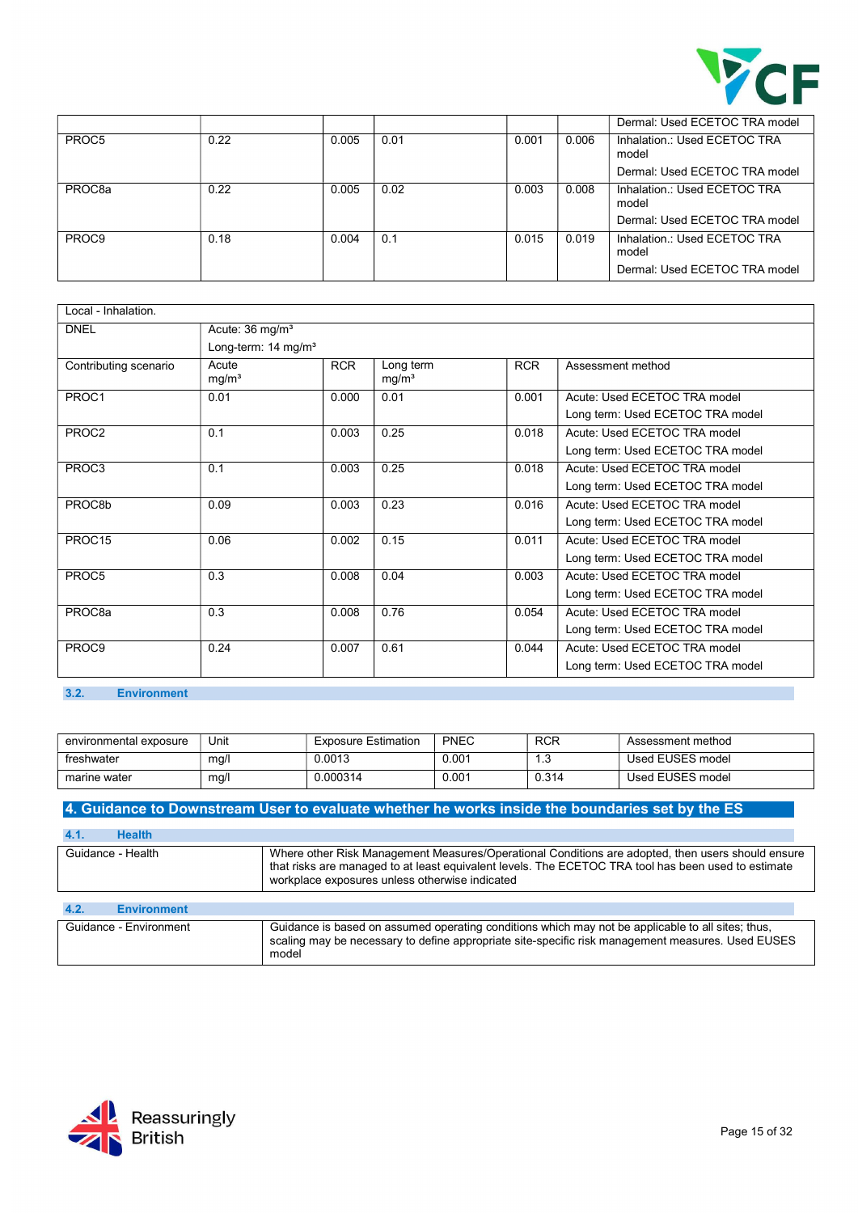| | | | | | | |
|---|---|---|---|---|---|---|
| | | | | | | Dermal: Used ECETOC TRA model |
| PROC5 | 0.22 | 0.005 | 0.01 | 0.001 | 0.006 | Inhalation.: Used ECETOC TRA model<br>Dermal: Used ECETOC TRA model |
| PROC8a | 0.22 | 0.005 | 0.02 | 0.003 | 0.008 | Inhalation.: Used ECETOC TRA model<br>Dermal: Used ECETOC TRA model |
| PROC9 | 0.18 | 0.004 | 0.1 | 0.015 | 0.019 | Inhalation.: Used ECETOC TRA model<br>Dermal: Used ECETOC TRA model |

| Local - Inhalation. | | | | | |
|---|---|---|---|---|---|
| DNEL | Acute: 36 mg/m³<br>Long-term: 14 mg/m³ | | | | |
| Contributing scenario | Acute mg/m³ | RCR | Long term mg/m³ | RCR | Assessment method |
| PROC1 | 0.01 | 0.000 | 0.01 | 0.001 | Acute: Used ECETOC TRA model<br>Long term: Used ECETOC TRA model |
| PROC2 | 0.1 | 0.003 | 0.25 | 0.018 | Acute: Used ECETOC TRA model<br>Long term: Used ECETOC TRA model |
| PROC3 | 0.1 | 0.003 | 0.25 | 0.018 | Acute: Used ECETOC TRA model<br>Long term: Used ECETOC TRA model |
| PROC8b | 0.09 | 0.003 | 0.23 | 0.016 | Acute: Used ECETOC TRA model<br>Long term: Used ECETOC TRA model |
| PROC15 | 0.06 | 0.002 | 0.15 | 0.011 | Acute: Used ECETOC TRA model<br>Long term: Used ECETOC TRA model |
| PROC5 | 0.3 | 0.008 | 0.04 | 0.003 | Acute: Used ECETOC TRA model<br>Long term: Used ECETOC TRA model |
| PROC8a | 0.3 | 0.008 | 0.76 | 0.054 | Acute: Used ECETOC TRA model<br>Long term: Used ECETOC TRA model |
| PROC9 | 0.24 | 0.007 | 0.61 | 0.044 | Acute: Used ECETOC TRA model<br>Long term: Used ECETOC TRA model |

### 3.2. Environment

| environmental exposure | Unit | Exposure Estimation | PNEC | RCR | Assessment method |
|---|---|---|---|---|---|
| freshwater | mg/l | 0.0013 | 0.001 | 1.3 | Used EUSES model |
| marine water | mg/l | 0.000314 | 0.001 | 0.314 | Used EUSES model |

## 4. Guidance to Downstream User to evaluate whether he works inside the boundaries set by the ES

### 4.1. Health

| | |
|---|---|
| Guidance - Health | Where other Risk Management Measures/Operational Conditions are adopted, then users should ensure that risks are managed to at least equivalent levels. The ECETOC TRA tool has been used to estimate workplace exposures unless otherwise indicated |

### 4.2. Environment

| | |
|---|---|
| Guidance - Environment | Guidance is based on assumed operating conditions which may not be applicable to all sites; thus, scaling may be necessary to define appropriate site-specific risk management measures. Used EUSES model |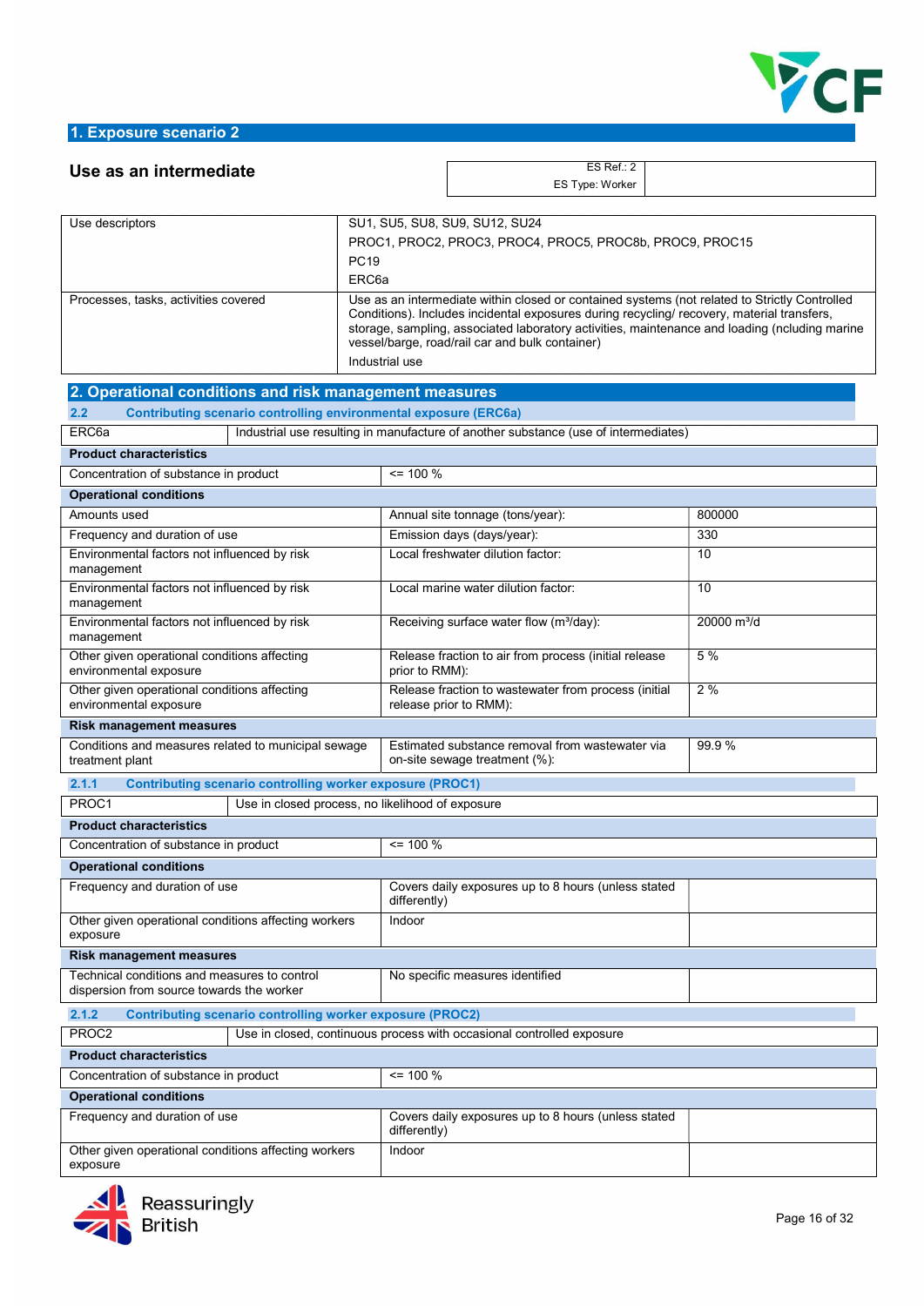## 1. Exposure scenario 2

### Use as an intermediate

| ES Ref.: 2 ES Type: Worker | |
|---|---|

| Use descriptors | SU1, SU5, SU8, SU9, SU12, SU24<br>PROC1, PROC2, PROC3, PROC4, PROC5, PROC8b, PROC9, PROC15<br>PC19<br>ERC6a |
|---|---|
| Processes, tasks, activities covered | Use as an intermediate within closed or contained systems (not related to Strictly Controlled Conditions). Includes incidental exposures during recycling/ recovery, material transfers, storage, sampling, associated laboratory activities, maintenance and loading (ncluding marine vessel/barge, road/rail car and bulk container)<br>Industrial use |

## 2. Operational conditions and risk management measures

### 2.2 Contributing scenario controlling environmental exposure (ERC6a)

| ERC6a | Industrial use resulting in manufacture of another substance (use of intermediates) | |
|---|---|---|
| **Product characteristics** | | |
| Concentration of substance in product | <= 100 % | |
| **Operational conditions** | | |
| Amounts used | Annual site tonnage (tons/year): | 800000 |
| Frequency and duration of use | Emission days (days/year): | 330 |
| Environmental factors not influenced by risk management | Local freshwater dilution factor: | 10 |
| Environmental factors not influenced by risk management | Local marine water dilution factor: | 10 |
| Environmental factors not influenced by risk management | Receiving surface water flow ($m^3$/day): | 20000 $m^3$/d |
| Other given operational conditions affecting environmental exposure | Release fraction to air from process (initial release prior to RMM): | 5 % |
| Other given operational conditions affecting environmental exposure | Release fraction to wastewater from process (initial release prior to RMM): | 2 % |
| **Risk management measures** | | |
| Conditions and measures related to municipal sewage treatment plant | Estimated substance removal from wastewater via on-site sewage treatment (%): | 99.9 % |

### 2.1.1 Contributing scenario controlling worker exposure (PROC1)

| PROC1 | Use in closed process, no likelihood of exposure | |
|---|---|---|
| **Product characteristics** | | |
| Concentration of substance in product | <= 100 % | |
| **Operational conditions** | | |
| Frequency and duration of use | Covers daily exposures up to 8 hours (unless stated differently) | |
| Other given operational conditions affecting workers exposure | Indoor | |
| **Risk management measures** | | |
| Technical conditions and measures to control dispersion from source towards the worker | No specific measures identified | |

### 2.1.2 Contributing scenario controlling worker exposure (PROC2)

| PROC2 | Use in closed, continuous process with occasional controlled exposure | |
|---|---|---|
| **Product characteristics** | | |
| Concentration of substance in product | <= 100 % | |
| **Operational conditions** | | |
| Frequency and duration of use | Covers daily exposures up to 8 hours (unless stated differently) | |
| Other given operational conditions affecting workers exposure | Indoor | |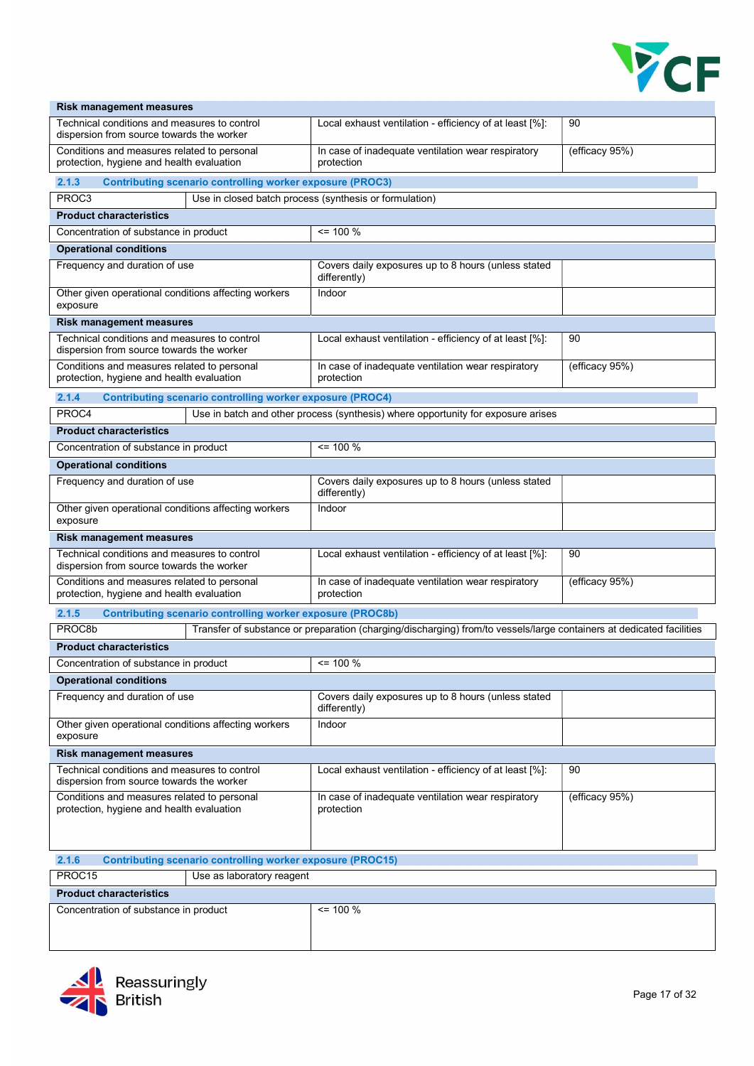| Risk management measures | | |
|---|---|---|
| Technical conditions and measures to control dispersion from source towards the worker | Local exhaust ventilation - efficiency of at least [%]: | 90 |
| Conditions and measures related to personal protection, hygiene and health evaluation | In case of inadequate ventilation wear respiratory protection | (efficacy 95%) |

### 2.1.3 Contributing scenario controlling worker exposure (PROC3)

| PROC3 | Use in closed batch process (synthesis or formulation) | |
|---|---|---|
| **Product characteristics** | | |
| Concentration of substance in product | <= 100 % | |
| **Operational conditions** | | |
| Frequency and duration of use | Covers daily exposures up to 8 hours (unless stated differently) | |
| Other given operational conditions affecting workers exposure | Indoor | |
| **Risk management measures** | | |
| Technical conditions and measures to control dispersion from source towards the worker | Local exhaust ventilation - efficiency of at least [%]: | 90 |
| Conditions and measures related to personal protection, hygiene and health evaluation | In case of inadequate ventilation wear respiratory protection | (efficacy 95%) |

### 2.1.4 Contributing scenario controlling worker exposure (PROC4)

| PROC4 | Use in batch and other process (synthesis) where opportunity for exposure arises | |
|---|---|---|
| **Product characteristics** | | |
| Concentration of substance in product | <= 100 % | |
| **Operational conditions** | | |
| Frequency and duration of use | Covers daily exposures up to 8 hours (unless stated differently) | |
| Other given operational conditions affecting workers exposure | Indoor | |
| **Risk management measures** | | |
| Technical conditions and measures to control dispersion from source towards the worker | Local exhaust ventilation - efficiency of at least [%]: | 90 |
| Conditions and measures related to personal protection, hygiene and health evaluation | In case of inadequate ventilation wear respiratory protection | (efficacy 95%) |

### 2.1.5 Contributing scenario controlling worker exposure (PROC8b)

| PROC8b | Transfer of substance or preparation (charging/discharging) from/to vessels/large containers at dedicated facilities | |
|---|---|---|
| **Product characteristics** | | |
| Concentration of substance in product | <= 100 % | |
| **Operational conditions** | | |
| Frequency and duration of use | Covers daily exposures up to 8 hours (unless stated differently) | |
| Other given operational conditions affecting workers exposure | Indoor | |
| **Risk management measures** | | |
| Technical conditions and measures to control dispersion from source towards the worker | Local exhaust ventilation - efficiency of at least [%]: | 90 |
| Conditions and measures related to personal protection, hygiene and health evaluation | In case of inadequate ventilation wear respiratory protection | (efficacy 95%) |

### 2.1.6 Contributing scenario controlling worker exposure (PROC15)

| PROC15 | Use as laboratory reagent |
|---|---|
| **Product characteristics** | |
| Concentration of substance in product | <= 100 % |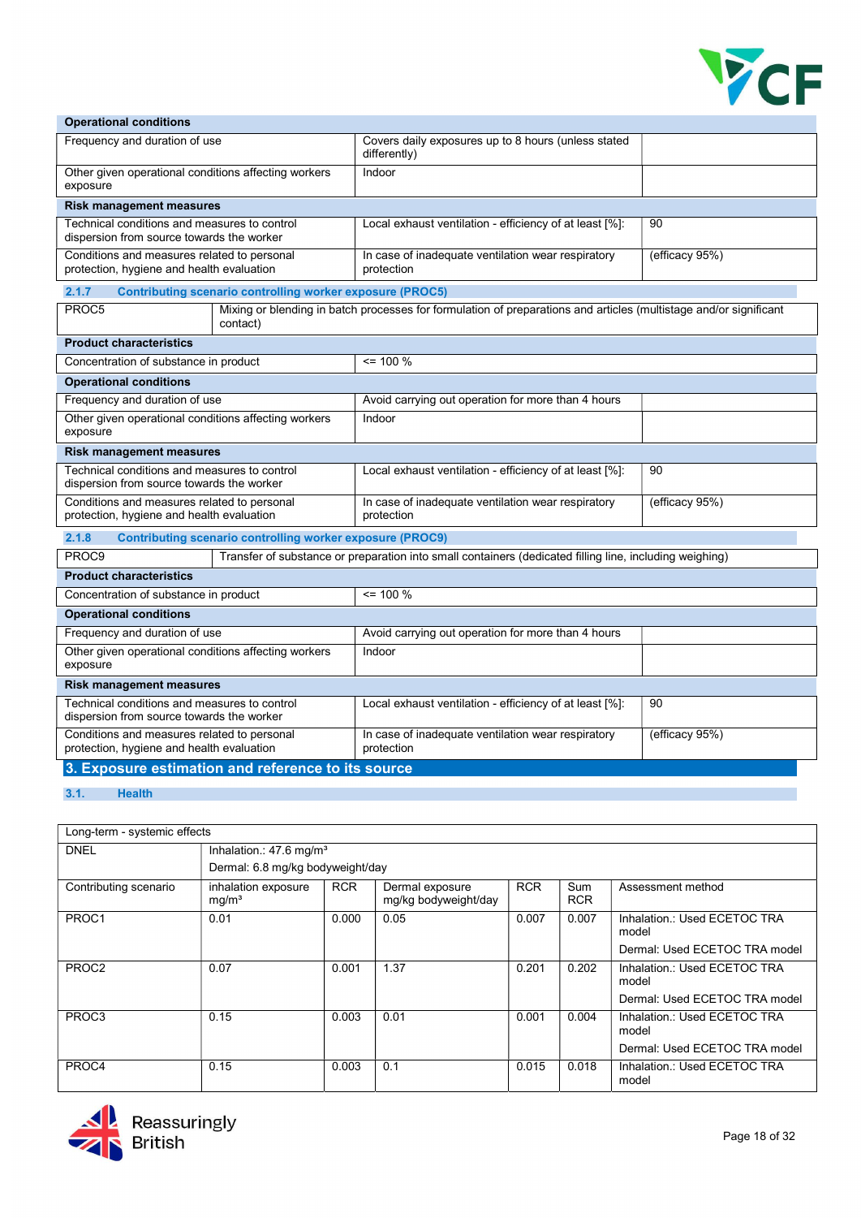| Operational conditions | | |
|---|---|---|
| Frequency and duration of use | Covers daily exposures up to 8 hours (unless stated differently) | |
| Other given operational conditions affecting workers exposure | Indoor | |
| **Risk management measures** | | |
| Technical conditions and measures to control dispersion from source towards the worker | Local exhaust ventilation - efficiency of at least [%]: | 90 |
| Conditions and measures related to personal protection, hygiene and health evaluation | In case of inadequate ventilation wear respiratory protection | (efficacy 95%) |

### 2.1.7 Contributing scenario controlling worker exposure (PROC5)

| PROC5 | Mixing or blending in batch processes for formulation of preparations and articles (multistage and/or significant contact) | |
|---|---|---|
| **Product characteristics** | | |
| Concentration of substance in product | <= 100 % | |
| **Operational conditions** | | |
| Frequency and duration of use | Avoid carrying out operation for more than 4 hours | |
| Other given operational conditions affecting workers exposure | Indoor | |
| **Risk management measures** | | |
| Technical conditions and measures to control dispersion from source towards the worker | Local exhaust ventilation - efficiency of at least [%]: | 90 |
| Conditions and measures related to personal protection, hygiene and health evaluation | In case of inadequate ventilation wear respiratory protection | (efficacy 95%) |

### 2.1.8 Contributing scenario controlling worker exposure (PROC9)

| PROC9 | Transfer of substance or preparation into small containers (dedicated filling line, including weighing) | |
|---|---|---|
| **Product characteristics** | | |
| Concentration of substance in product | <= 100 % | |
| **Operational conditions** | | |
| Frequency and duration of use | Avoid carrying out operation for more than 4 hours | |
| Other given operational conditions affecting workers exposure | Indoor | |
| **Risk management measures** | | |
| Technical conditions and measures to control dispersion from source towards the worker | Local exhaust ventilation - efficiency of at least [%]: | 90 |
| Conditions and measures related to personal protection, hygiene and health evaluation | In case of inadequate ventilation wear respiratory protection | (efficacy 95%) |

## 3. Exposure estimation and reference to its source

### 3.1. Health

| Long-term - systemic effects | | | | | | |
|---|---|---|---|---|---|---|
| DNEL | Inhalation.: 47.6 mg/m³<br>Dermal: 6.8 mg/kg bodyweight/day | | | | | |
| Contributing scenario | inhalation exposure mg/m³ | RCR | Dermal exposure mg/kg bodyweight/day | RCR | Sum RCR | Assessment method |
| PROC1 | 0.01 | 0.000 | 0.05 | 0.007 | 0.007 | Inhalation.: Used ECETOC TRA model<br>Dermal: Used ECETOC TRA model |
| PROC2 | 0.07 | 0.001 | 1.37 | 0.201 | 0.202 | Inhalation.: Used ECETOC TRA model<br>Dermal: Used ECETOC TRA model |
| PROC3 | 0.15 | 0.003 | 0.01 | 0.001 | 0.004 | Inhalation.: Used ECETOC TRA model<br>Dermal: Used ECETOC TRA model |
| PROC4 | 0.15 | 0.003 | 0.1 | 0.015 | 0.018 | Inhalation.: Used ECETOC TRA model |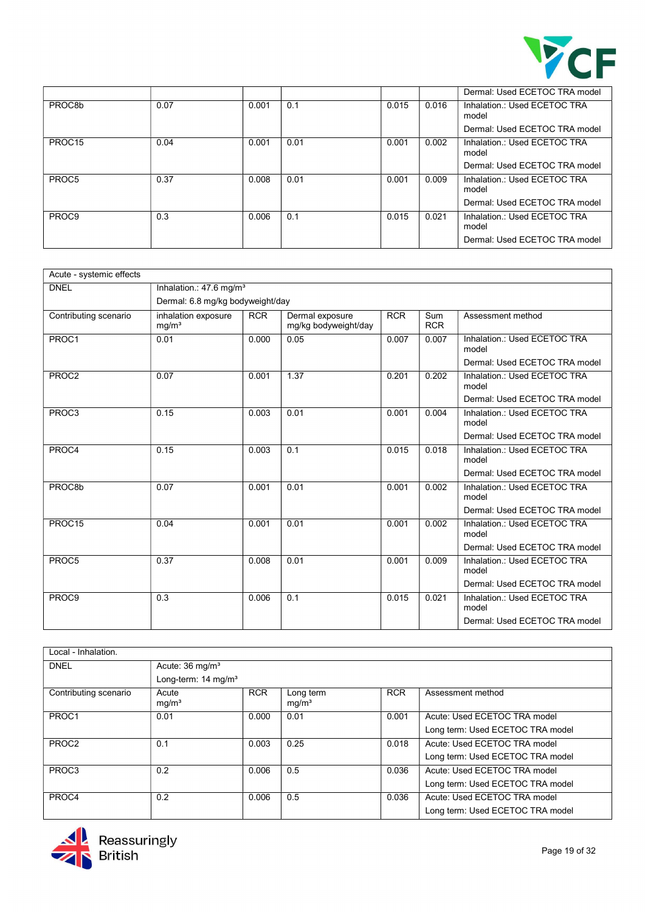| | | | | | | Dermal: Used ECETOC TRA model |
|---|---|---|---|---|---|---|
| PROC8b | 0.07 | 0.001 | 0.1 | 0.015 | 0.016 | Inhalation.: Used ECETOC TRA model<br>Dermal: Used ECETOC TRA model |
| PROC15 | 0.04 | 0.001 | 0.01 | 0.001 | 0.002 | Inhalation.: Used ECETOC TRA model<br>Dermal: Used ECETOC TRA model |
| PROC5 | 0.37 | 0.008 | 0.01 | 0.001 | 0.009 | Inhalation.: Used ECETOC TRA model<br>Dermal: Used ECETOC TRA model |
| PROC9 | 0.3 | 0.006 | 0.1 | 0.015 | 0.021 | Inhalation.: Used ECETOC TRA model<br>Dermal: Used ECETOC TRA model |

| Acute - systemic effects | | | | | | |
|---|---|---|---|---|---|---|
| DNEL | Inhalation.: 47.6 mg/m³<br>Dermal: 6.8 mg/kg bodyweight/day | | | | | |
| Contributing scenario | inhalation exposure mg/m³ | RCR | Dermal exposure mg/kg bodyweight/day | RCR | Sum RCR | Assessment method |
| PROC1 | 0.01 | 0.000 | 0.05 | 0.007 | 0.007 | Inhalation.: Used ECETOC TRA model<br>Dermal: Used ECETOC TRA model |
| PROC2 | 0.07 | 0.001 | 1.37 | 0.201 | 0.202 | Inhalation.: Used ECETOC TRA model<br>Dermal: Used ECETOC TRA model |
| PROC3 | 0.15 | 0.003 | 0.01 | 0.001 | 0.004 | Inhalation.: Used ECETOC TRA model<br>Dermal: Used ECETOC TRA model |
| PROC4 | 0.15 | 0.003 | 0.1 | 0.015 | 0.018 | Inhalation.: Used ECETOC TRA model<br>Dermal: Used ECETOC TRA model |
| PROC8b | 0.07 | 0.001 | 0.01 | 0.001 | 0.002 | Inhalation.: Used ECETOC TRA model<br>Dermal: Used ECETOC TRA model |
| PROC15 | 0.04 | 0.001 | 0.01 | 0.001 | 0.002 | Inhalation.: Used ECETOC TRA model<br>Dermal: Used ECETOC TRA model |
| PROC5 | 0.37 | 0.008 | 0.01 | 0.001 | 0.009 | Inhalation.: Used ECETOC TRA model<br>Dermal: Used ECETOC TRA model |
| PROC9 | 0.3 | 0.006 | 0.1 | 0.015 | 0.021 | Inhalation.: Used ECETOC TRA model<br>Dermal: Used ECETOC TRA model |

| Local - Inhalation. | | | | | |
|---|---|---|---|---|---|
| DNEL | Acute: 36 mg/m³<br>Long-term: 14 mg/m³ | | | | |
| Contributing scenario | Acute mg/m³ | RCR | Long term mg/m³ | RCR | Assessment method |
| PROC1 | 0.01 | 0.000 | 0.01 | 0.001 | Acute: Used ECETOC TRA model<br>Long term: Used ECETOC TRA model |
| PROC2 | 0.1 | 0.003 | 0.25 | 0.018 | Acute: Used ECETOC TRA model<br>Long term: Used ECETOC TRA model |
| PROC3 | 0.2 | 0.006 | 0.5 | 0.036 | Acute: Used ECETOC TRA model<br>Long term: Used ECETOC TRA model |
| PROC4 | 0.2 | 0.006 | 0.5 | 0.036 | Acute: Used ECETOC TRA model<br>Long term: Used ECETOC TRA model |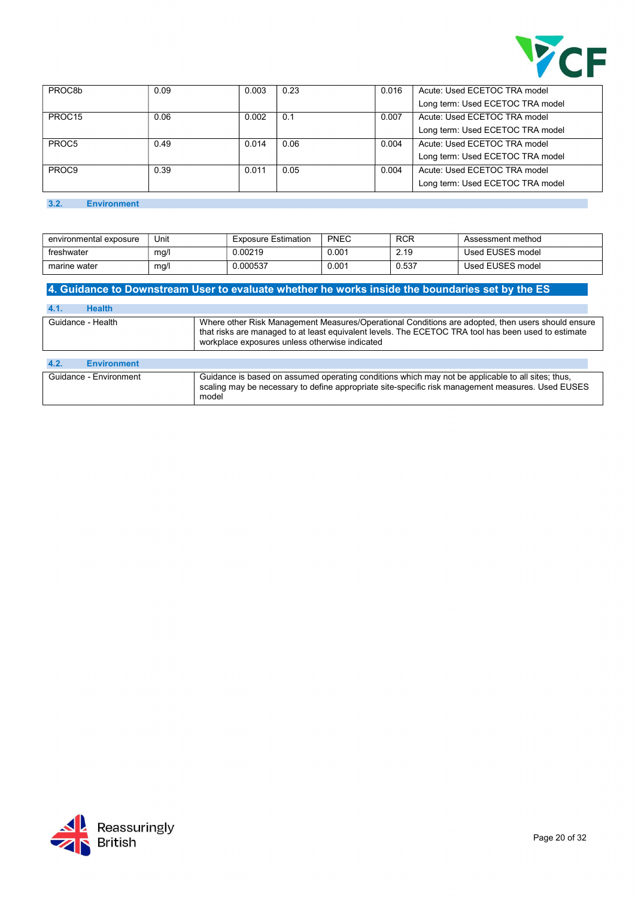| | | | | | |
|---|---|---|---|---|---|
| PROC8b | 0.09 | 0.003 | 0.23 | 0.016 | Acute: Used ECETOC TRA model<br>Long term: Used ECETOC TRA model |
| PROC15 | 0.06 | 0.002 | 0.1 | 0.007 | Acute: Used ECETOC TRA model<br>Long term: Used ECETOC TRA model |
| PROC5 | 0.49 | 0.014 | 0.06 | 0.004 | Acute: Used ECETOC TRA model<br>Long term: Used ECETOC TRA model |
| PROC9 | 0.39 | 0.011 | 0.05 | 0.004 | Acute: Used ECETOC TRA model<br>Long term: Used ECETOC TRA model |

### 3.2. Environment

| environmental exposure | Unit | Exposure Estimation | PNEC | RCR | Assessment method |
|---|---|---|---|---|---|
| freshwater | mg/l | 0.00219 | 0.001 | 2.19 | Used EUSES model |
| marine water | mg/l | 0.000537 | 0.001 | 0.537 | Used EUSES model |

## 4. Guidance to Downstream User to evaluate whether he works inside the boundaries set by the ES

### 4.1. Health

| | |
|---|---|
| Guidance - Health | Where other Risk Management Measures/Operational Conditions are adopted, then users should ensure that risks are managed to at least equivalent levels. The ECETOC TRA tool has been used to estimate workplace exposures unless otherwise indicated |

### 4.2. Environment

| | |
|---|---|
| Guidance - Environment | Guidance is based on assumed operating conditions which may not be applicable to all sites; thus, scaling may be necessary to define appropriate site-specific risk management measures. Used EUSES model |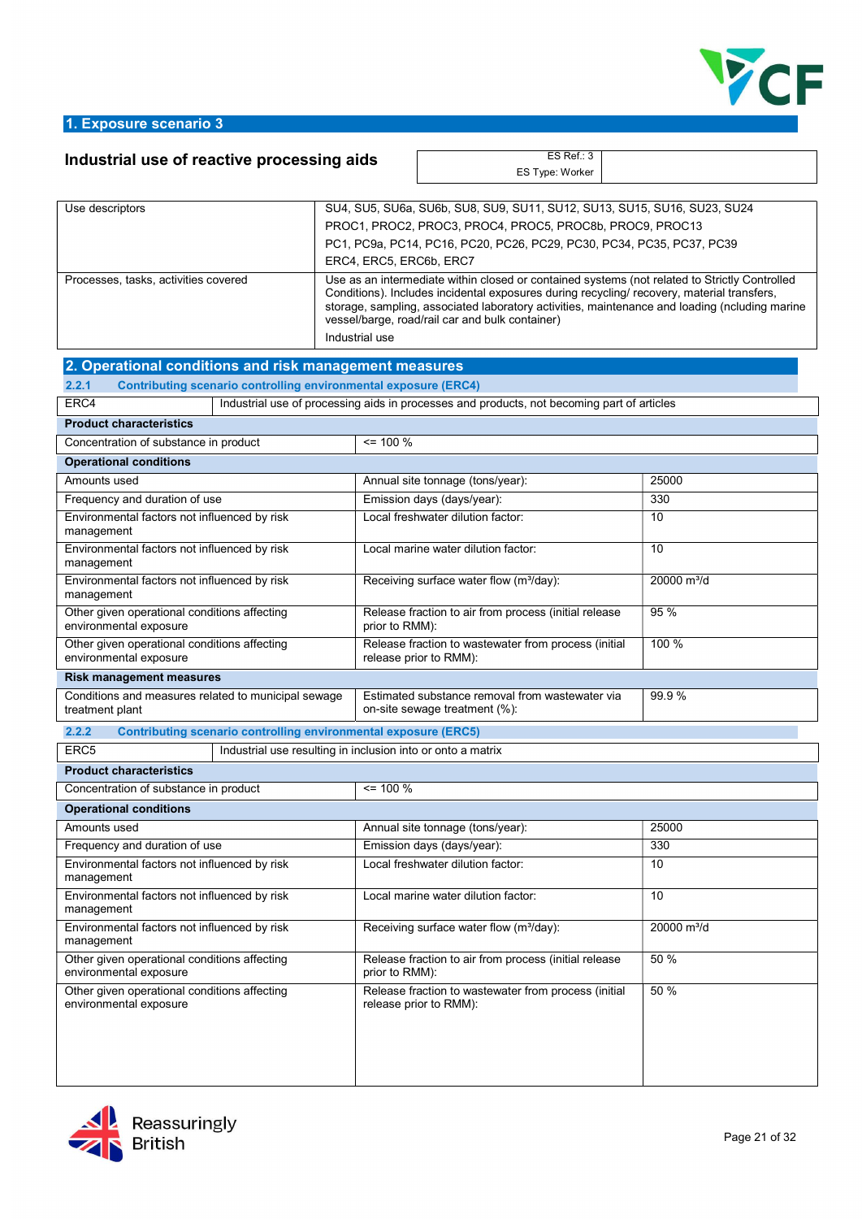## 1. Exposure scenario 3

### Industrial use of reactive processing aids

| ES Ref.: 3 ES Type: Worker | |
|---|---|

| | |
|---|---|
| Use descriptors | SU4, SU5, SU6a, SU6b, SU8, SU9, SU11, SU12, SU13, SU15, SU16, SU23, SU24<br>PROC1, PROC2, PROC3, PROC4, PROC5, PROC8b, PROC9, PROC13<br>PC1, PC9a, PC14, PC16, PC20, PC26, PC29, PC30, PC34, PC35, PC37, PC39<br>ERC4, ERC5, ERC6b, ERC7 |
| Processes, tasks, activities covered | Use as an intermediate within closed or contained systems (not related to Strictly Controlled Conditions). Includes incidental exposures during recycling/ recovery, material transfers, storage, sampling, associated laboratory activities, maintenance and loading (ncluding marine vessel/barge, road/rail car and bulk container)<br>Industrial use |

## 2. Operational conditions and risk management measures

### 2.2.1 Contributing scenario controlling environmental exposure (ERC4)

| ERC4 | Industrial use of processing aids in processes and products, not becoming part of articles |
|---|---|

| | | |
|---|---|---|
| **Product characteristics** | | |
| Concentration of substance in product | <= 100 % | |
| **Operational conditions** | | |
| Amounts used | Annual site tonnage (tons/year): | 25000 |
| Frequency and duration of use | Emission days (days/year): | 330 |
| Environmental factors not influenced by risk management | Local freshwater dilution factor: | 10 |
| Environmental factors not influenced by risk management | Local marine water dilution factor: | 10 |
| Environmental factors not influenced by risk management | Receiving surface water flow (m³/day): | 20000 m³/d |
| Other given operational conditions affecting environmental exposure | Release fraction to air from process (initial release prior to RMM): | 95 % |
| Other given operational conditions affecting environmental exposure | Release fraction to wastewater from process (initial release prior to RMM): | 100 % |
| **Risk management measures** | | |
| Conditions and measures related to municipal sewage treatment plant | Estimated substance removal from wastewater via on-site sewage treatment (%): | 99.9 % |

### 2.2.2 Contributing scenario controlling environmental exposure (ERC5)

| ERC5 | Industrial use resulting in inclusion into or onto a matrix |
|---|---|

| | | |
|---|---|---|
| **Product characteristics** | | |
| Concentration of substance in product | <= 100 % | |
| **Operational conditions** | | |
| Amounts used | Annual site tonnage (tons/year): | 25000 |
| Frequency and duration of use | Emission days (days/year): | 330 |
| Environmental factors not influenced by risk management | Local freshwater dilution factor: | 10 |
| Environmental factors not influenced by risk management | Local marine water dilution factor: | 10 |
| Environmental factors not influenced by risk management | Receiving surface water flow (m³/day): | 20000 m³/d |
| Other given operational conditions affecting environmental exposure | Release fraction to air from process (initial release prior to RMM): | 50 % |
| Other given operational conditions affecting environmental exposure | Release fraction to wastewater from process (initial release prior to RMM): | 50 % |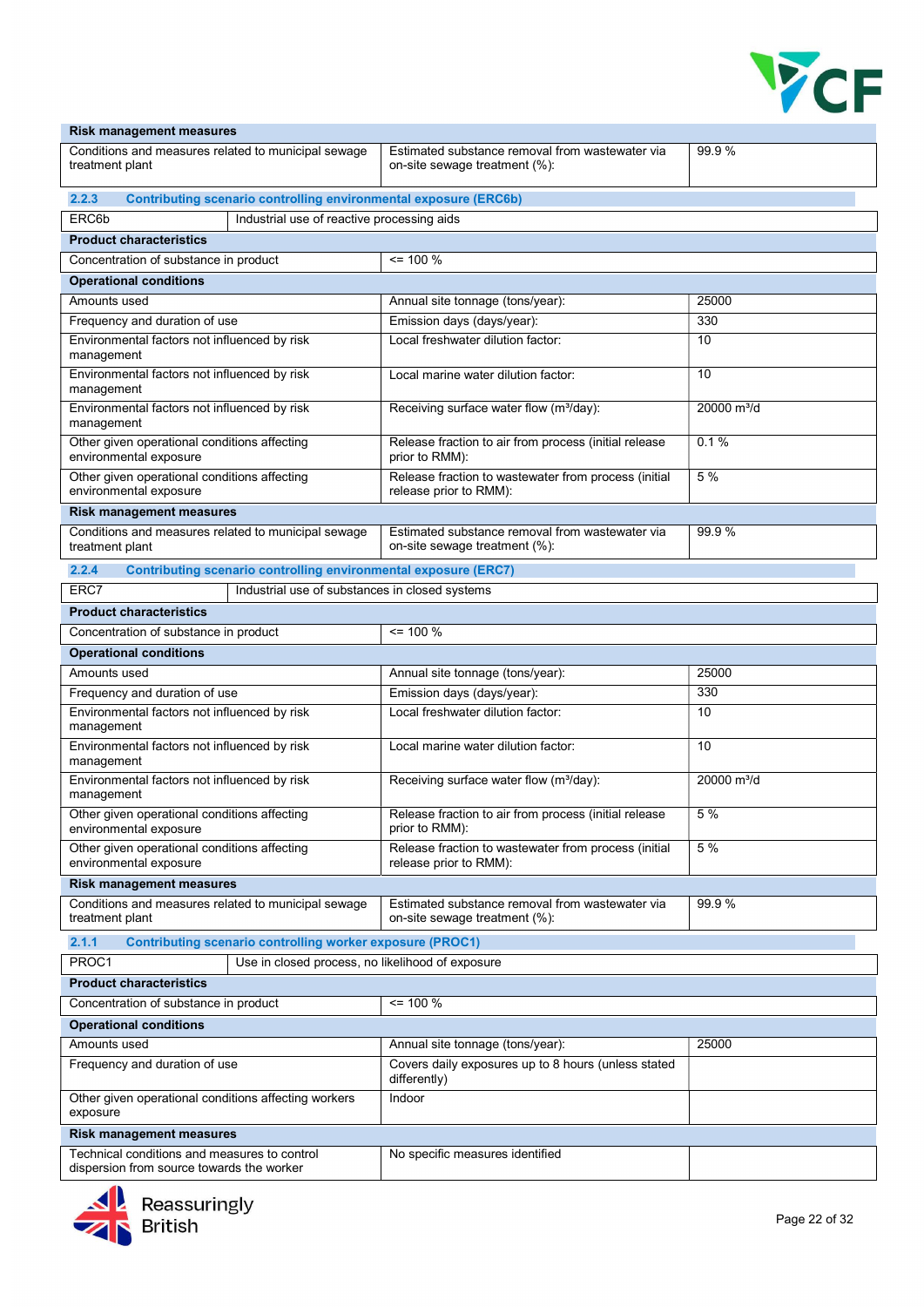| **Risk management measures** | | |
|---|---|---|
| Conditions and measures related to municipal sewage treatment plant | Estimated substance removal from wastewater via on-site sewage treatment (%): | 99.9 % |

### 2.2.3 Contributing scenario controlling environmental exposure (ERC6b)

| ERC6b | Industrial use of reactive processing aids | |
|---|---|---|
| **Product characteristics** | | |
| Concentration of substance in product | <= 100 % | |
| **Operational conditions** | | |
| Amounts used | Annual site tonnage (tons/year): | 25000 |
| Frequency and duration of use | Emission days (days/year): | 330 |
| Environmental factors not influenced by risk management | Local freshwater dilution factor: | 10 |
| Environmental factors not influenced by risk management | Local marine water dilution factor: | 10 |
| Environmental factors not influenced by risk management | Receiving surface water flow (m³/day): | 20000 m³/d |
| Other given operational conditions affecting environmental exposure | Release fraction to air from process (initial release prior to RMM): | 0.1 % |
| Other given operational conditions affecting environmental exposure | Release fraction to wastewater from process (initial release prior to RMM): | 5 % |
| **Risk management measures** | | |
| Conditions and measures related to municipal sewage treatment plant | Estimated substance removal from wastewater via on-site sewage treatment (%): | 99.9 % |

### 2.2.4 Contributing scenario controlling environmental exposure (ERC7)

| ERC7 | Industrial use of substances in closed systems | |
|---|---|---|
| **Product characteristics** | | |
| Concentration of substance in product | <= 100 % | |
| **Operational conditions** | | |
| Amounts used | Annual site tonnage (tons/year): | 25000 |
| Frequency and duration of use | Emission days (days/year): | 330 |
| Environmental factors not influenced by risk management | Local freshwater dilution factor: | 10 |
| Environmental factors not influenced by risk management | Local marine water dilution factor: | 10 |
| Environmental factors not influenced by risk management | Receiving surface water flow (m³/day): | 20000 m³/d |
| Other given operational conditions affecting environmental exposure | Release fraction to air from process (initial release prior to RMM): | 5 % |
| Other given operational conditions affecting environmental exposure | Release fraction to wastewater from process (initial release prior to RMM): | 5 % |
| **Risk management measures** | | |
| Conditions and measures related to municipal sewage treatment plant | Estimated substance removal from wastewater via on-site sewage treatment (%): | 99.9 % |

### 2.1.1 Contributing scenario controlling worker exposure (PROC1)

| PROC1 | Use in closed process, no likelihood of exposure | |
|---|---|---|
| **Product characteristics** | | |
| Concentration of substance in product | <= 100 % | |
| **Operational conditions** | | |
| Amounts used | Annual site tonnage (tons/year): | 25000 |
| Frequency and duration of use | Covers daily exposures up to 8 hours (unless stated differently) | |
| Other given operational conditions affecting workers exposure | Indoor | |
| **Risk management measures** | | |
| Technical conditions and measures to control dispersion from source towards the worker | No specific measures identified | |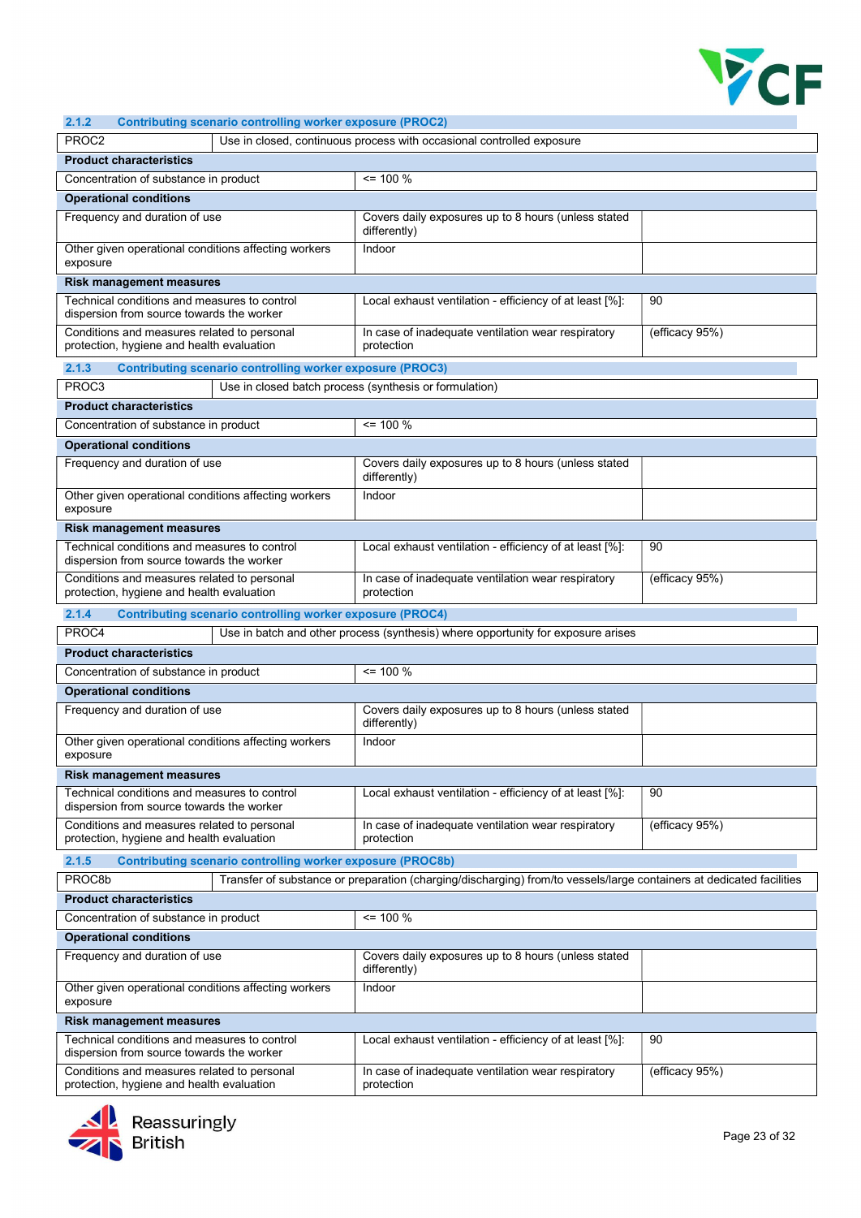### 2.1.2 Contributing scenario controlling worker exposure (PROC2)

| PROC2 | Use in closed, continuous process with occasional controlled exposure | |
|---|---|---|
| **Product characteristics** | | |
| Concentration of substance in product | <= 100 % | |
| **Operational conditions** | | |
| Frequency and duration of use | Covers daily exposures up to 8 hours (unless stated differently) | |
| Other given operational conditions affecting workers exposure | Indoor | |
| **Risk management measures** | | |
| Technical conditions and measures to control dispersion from source towards the worker | Local exhaust ventilation - efficiency of at least [%]: | 90 |
| Conditions and measures related to personal protection, hygiene and health evaluation | In case of inadequate ventilation wear respiratory protection | (efficacy 95%) |

### 2.1.3 Contributing scenario controlling worker exposure (PROC3)

| PROC3 | Use in closed batch process (synthesis or formulation) | |
|---|---|---|
| **Product characteristics** | | |
| Concentration of substance in product | <= 100 % | |
| **Operational conditions** | | |
| Frequency and duration of use | Covers daily exposures up to 8 hours (unless stated differently) | |
| Other given operational conditions affecting workers exposure | Indoor | |
| **Risk management measures** | | |
| Technical conditions and measures to control dispersion from source towards the worker | Local exhaust ventilation - efficiency of at least [%]: | 90 |
| Conditions and measures related to personal protection, hygiene and health evaluation | In case of inadequate ventilation wear respiratory protection | (efficacy 95%) |

### 2.1.4 Contributing scenario controlling worker exposure (PROC4)

| PROC4 | Use in batch and other process (synthesis) where opportunity for exposure arises | |
|---|---|---|
| **Product characteristics** | | |
| Concentration of substance in product | <= 100 % | |
| **Operational conditions** | | |
| Frequency and duration of use | Covers daily exposures up to 8 hours (unless stated differently) | |
| Other given operational conditions affecting workers exposure | Indoor | |
| **Risk management measures** | | |
| Technical conditions and measures to control dispersion from source towards the worker | Local exhaust ventilation - efficiency of at least [%]: | 90 |
| Conditions and measures related to personal protection, hygiene and health evaluation | In case of inadequate ventilation wear respiratory protection | (efficacy 95%) |

### 2.1.5 Contributing scenario controlling worker exposure (PROC8b)

| PROC8b | Transfer of substance or preparation (charging/discharging) from/to vessels/large containers at dedicated facilities | |
|---|---|---|
| **Product characteristics** | | |
| Concentration of substance in product | <= 100 % | |
| **Operational conditions** | | |
| Frequency and duration of use | Covers daily exposures up to 8 hours (unless stated differently) | |
| Other given operational conditions affecting workers exposure | Indoor | |
| **Risk management measures** | | |
| Technical conditions and measures to control dispersion from source towards the worker | Local exhaust ventilation - efficiency of at least [%]: | 90 |
| Conditions and measures related to personal protection, hygiene and health evaluation | In case of inadequate ventilation wear respiratory protection | (efficacy 95%) |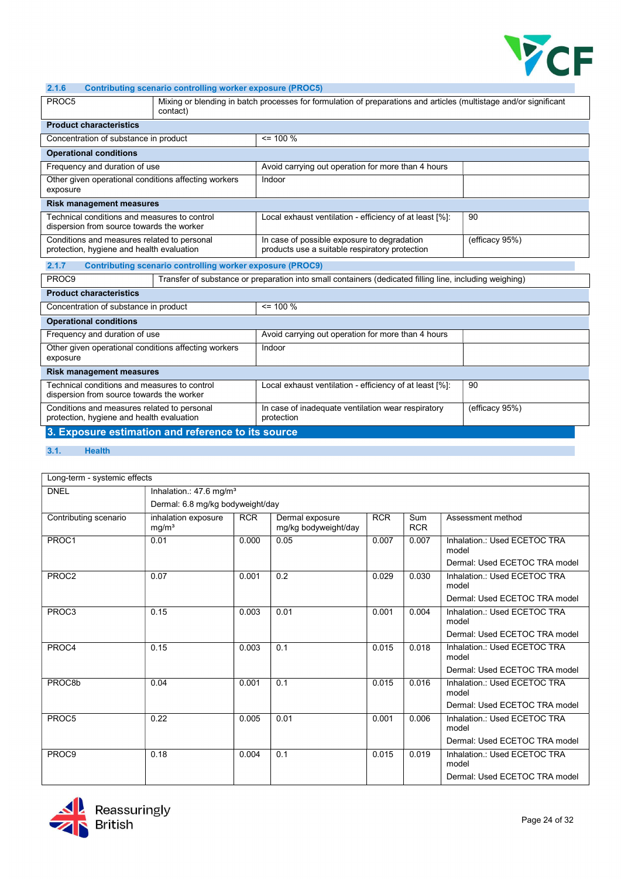### 2.1.6 Contributing scenario controlling worker exposure (PROC5)

| PROC5 | Mixing or blending in batch processes for formulation of preparations and articles (multistage and/or significant contact) | |
|---|---|---|
| **Product characteristics** | | |
| Concentration of substance in product | <= 100 % | |
| **Operational conditions** | | |
| Frequency and duration of use | Avoid carrying out operation for more than 4 hours | |
| Other given operational conditions affecting workers exposure | Indoor | |
| **Risk management measures** | | |
| Technical conditions and measures to control dispersion from source towards the worker | Local exhaust ventilation - efficiency of at least [%]: | 90 |
| Conditions and measures related to personal protection, hygiene and health evaluation | In case of possible exposure to degradation products use a suitable respiratory protection | (efficacy 95%) |

### 2.1.7 Contributing scenario controlling worker exposure (PROC9)

| PROC9 | Transfer of substance or preparation into small containers (dedicated filling line, including weighing) | |
|---|---|---|
| **Product characteristics** | | |
| Concentration of substance in product | <= 100 % | |
| **Operational conditions** | | |
| Frequency and duration of use | Avoid carrying out operation for more than 4 hours | |
| Other given operational conditions affecting workers exposure | Indoor | |
| **Risk management measures** | | |
| Technical conditions and measures to control dispersion from source towards the worker | Local exhaust ventilation - efficiency of at least [%]: | 90 |
| Conditions and measures related to personal protection, hygiene and health evaluation | In case of inadequate ventilation wear respiratory protection | (efficacy 95%) |

## 3. Exposure estimation and reference to its source

### 3.1. Health

| Long-term - systemic effects | | | | | | |
|---|---|---|---|---|---|---|
| DNEL | Inhalation.: 47.6 mg/m³<br>Dermal: 6.8 mg/kg bodyweight/day | | | | | |
| Contributing scenario | inhalation exposure mg/m³ | RCR | Dermal exposure mg/kg bodyweight/day | RCR | Sum RCR | Assessment method |
| PROC1 | 0.01 | 0.000 | 0.05 | 0.007 | 0.007 | Inhalation.: Used ECETOC TRA model<br>Dermal: Used ECETOC TRA model |
| PROC2 | 0.07 | 0.001 | 0.2 | 0.029 | 0.030 | Inhalation.: Used ECETOC TRA model<br>Dermal: Used ECETOC TRA model |
| PROC3 | 0.15 | 0.003 | 0.01 | 0.001 | 0.004 | Inhalation.: Used ECETOC TRA model<br>Dermal: Used ECETOC TRA model |
| PROC4 | 0.15 | 0.003 | 0.1 | 0.015 | 0.018 | Inhalation.: Used ECETOC TRA model<br>Dermal: Used ECETOC TRA model |
| PROC8b | 0.04 | 0.001 | 0.1 | 0.015 | 0.016 | Inhalation.: Used ECETOC TRA model<br>Dermal: Used ECETOC TRA model |
| PROC5 | 0.22 | 0.005 | 0.01 | 0.001 | 0.006 | Inhalation.: Used ECETOC TRA model<br>Dermal: Used ECETOC TRA model |
| PROC9 | 0.18 | 0.004 | 0.1 | 0.015 | 0.019 | Inhalation.: Used ECETOC TRA model<br>Dermal: Used ECETOC TRA model |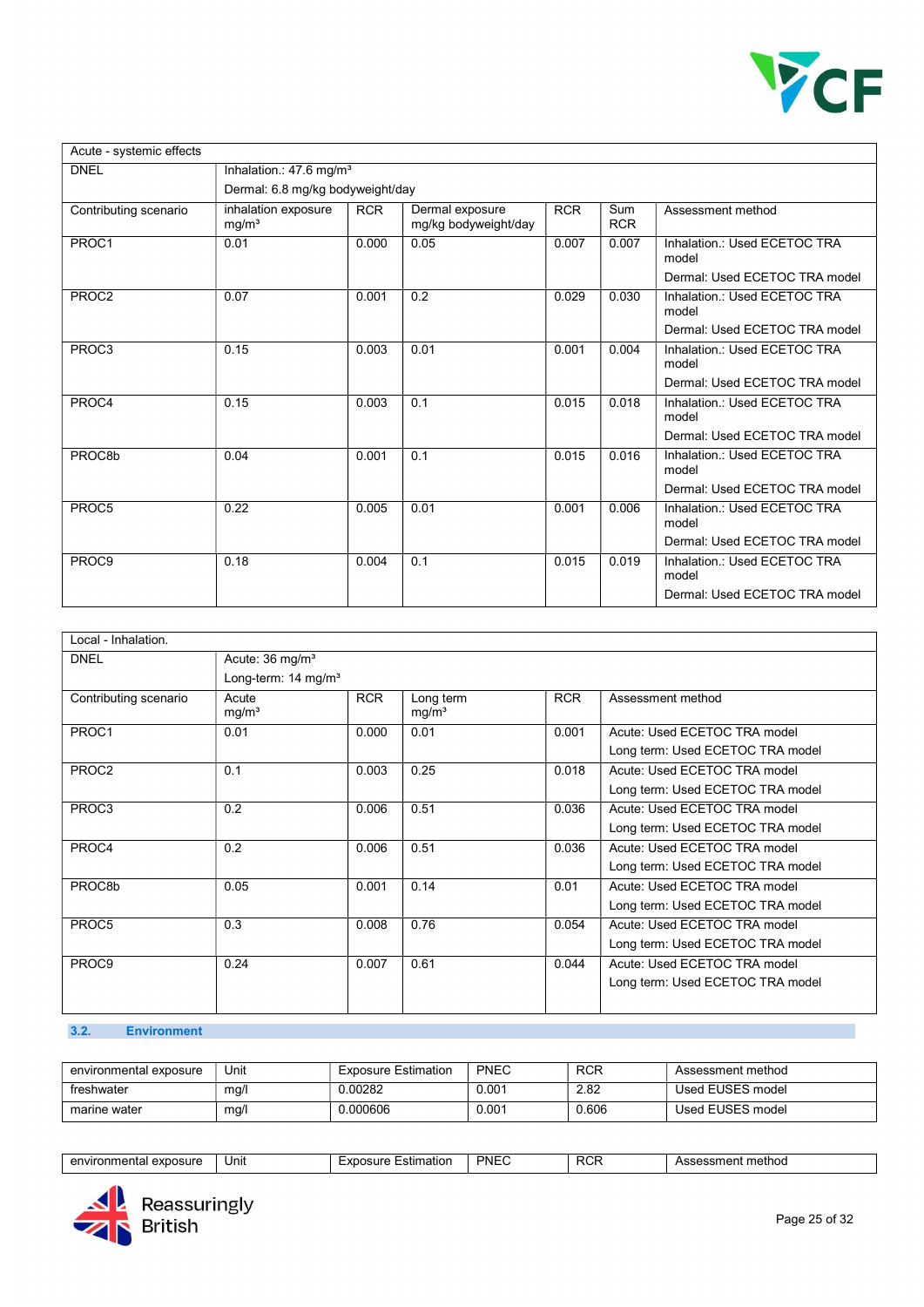| Acute - systemic effects | | | | | | |
|---|---|---|---|---|---|---|
| DNEL | Inhalation.: 47.6 mg/m³<br>Dermal: 6.8 mg/kg bodyweight/day | | | | | |
| Contributing scenario | inhalation exposure mg/m³ | RCR | Dermal exposure mg/kg bodyweight/day | RCR | Sum RCR | Assessment method |
| PROC1 | 0.01 | 0.000 | 0.05 | 0.007 | 0.007 | Inhalation.: Used ECETOC TRA model<br>Dermal: Used ECETOC TRA model |
| PROC2 | 0.07 | 0.001 | 0.2 | 0.029 | 0.030 | Inhalation.: Used ECETOC TRA model<br>Dermal: Used ECETOC TRA model |
| PROC3 | 0.15 | 0.003 | 0.01 | 0.001 | 0.004 | Inhalation.: Used ECETOC TRA model<br>Dermal: Used ECETOC TRA model |
| PROC4 | 0.15 | 0.003 | 0.1 | 0.015 | 0.018 | Inhalation.: Used ECETOC TRA model<br>Dermal: Used ECETOC TRA model |
| PROC8b | 0.04 | 0.001 | 0.1 | 0.015 | 0.016 | Inhalation.: Used ECETOC TRA model<br>Dermal: Used ECETOC TRA model |
| PROC5 | 0.22 | 0.005 | 0.01 | 0.001 | 0.006 | Inhalation.: Used ECETOC TRA model<br>Dermal: Used ECETOC TRA model |
| PROC9 | 0.18 | 0.004 | 0.1 | 0.015 | 0.019 | Inhalation.: Used ECETOC TRA model<br>Dermal: Used ECETOC TRA model |

| Local - Inhalation. | | | | | |
|---|---|---|---|---|---|
| DNEL | Acute: 36 mg/m³<br>Long-term: 14 mg/m³ | | | | |
| Contributing scenario | Acute mg/m³ | RCR | Long term mg/m³ | RCR | Assessment method |
| PROC1 | 0.01 | 0.000 | 0.01 | 0.001 | Acute: Used ECETOC TRA model<br>Long term: Used ECETOC TRA model |
| PROC2 | 0.1 | 0.003 | 0.25 | 0.018 | Acute: Used ECETOC TRA model<br>Long term: Used ECETOC TRA model |
| PROC3 | 0.2 | 0.006 | 0.51 | 0.036 | Acute: Used ECETOC TRA model<br>Long term: Used ECETOC TRA model |
| PROC4 | 0.2 | 0.006 | 0.51 | 0.036 | Acute: Used ECETOC TRA model<br>Long term: Used ECETOC TRA model |
| PROC8b | 0.05 | 0.001 | 0.14 | 0.01 | Acute: Used ECETOC TRA model<br>Long term: Used ECETOC TRA model |
| PROC5 | 0.3 | 0.008 | 0.76 | 0.054 | Acute: Used ECETOC TRA model<br>Long term: Used ECETOC TRA model |
| PROC9 | 0.24 | 0.007 | 0.61 | 0.044 | Acute: Used ECETOC TRA model<br>Long term: Used ECETOC TRA model |

## 3.2. Environment

| environmental exposure | Unit | Exposure Estimation | PNEC | RCR | Assessment method |
|---|---|---|---|---|---|
| freshwater | mg/l | 0.00282 | 0.001 | 2.82 | Used EUSES model |
| marine water | mg/l | 0.000606 | 0.001 | 0.606 | Used EUSES model |

| environmental exposure | Unit | Exposure Estimation | PNEC | RCR | Assessment method |
|---|---|---|---|---|---|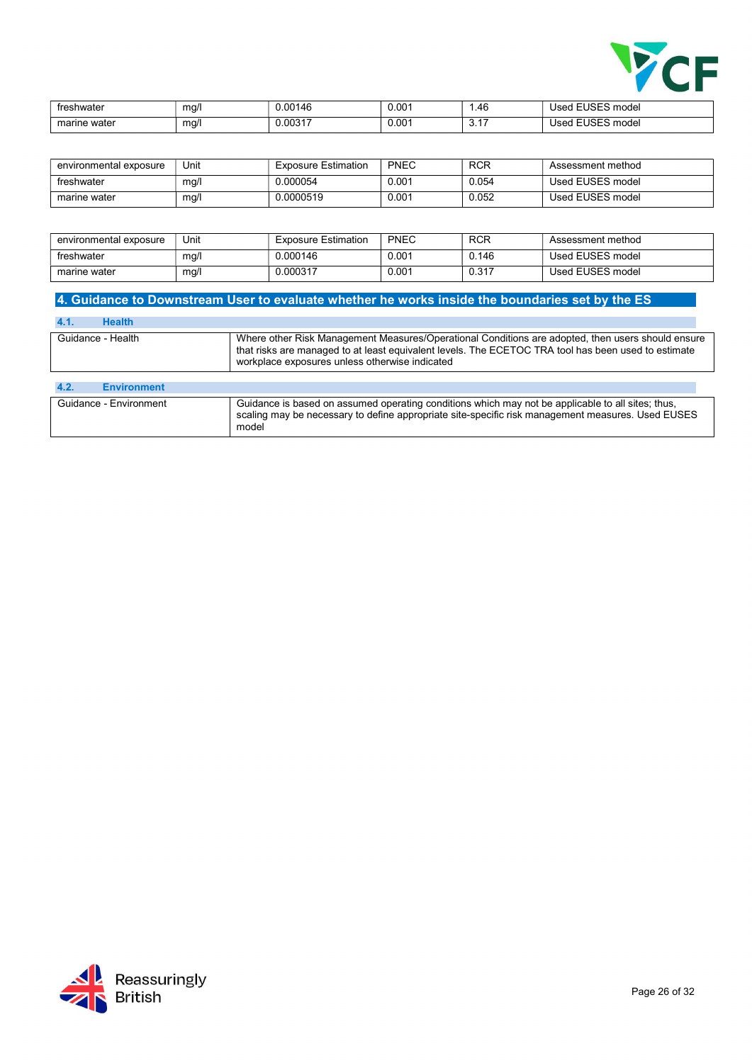| | | | | | |
|---|---|---|---|---|---|
| freshwater | mg/l | 0.00146 | 0.001 | 1.46 | Used EUSES model |
| marine water | mg/l | 0.00317 | 0.001 | 3.17 | Used EUSES model |

| environmental exposure | Unit | Exposure Estimation | PNEC | RCR | Assessment method |
|---|---|---|---|---|---|
| freshwater | mg/l | 0.000054 | 0.001 | 0.054 | Used EUSES model |
| marine water | mg/l | 0.0000519 | 0.001 | 0.052 | Used EUSES model |

| environmental exposure | Unit | Exposure Estimation | PNEC | RCR | Assessment method |
|---|---|---|---|---|---|
| freshwater | mg/l | 0.000146 | 0.001 | 0.146 | Used EUSES model |
| marine water | mg/l | 0.000317 | 0.001 | 0.317 | Used EUSES model |

## 4. Guidance to Downstream User to evaluate whether he works inside the boundaries set by the ES

### 4.1. Health

| | |
|---|---|
| Guidance - Health | Where other Risk Management Measures/Operational Conditions are adopted, then users should ensure that risks are managed to at least equivalent levels. The ECETOC TRA tool has been used to estimate workplace exposures unless otherwise indicated |

### 4.2. Environment

| | |
|---|---|
| Guidance - Environment | Guidance is based on assumed operating conditions which may not be applicable to all sites; thus, scaling may be necessary to define appropriate site-specific risk management measures. Used EUSES model |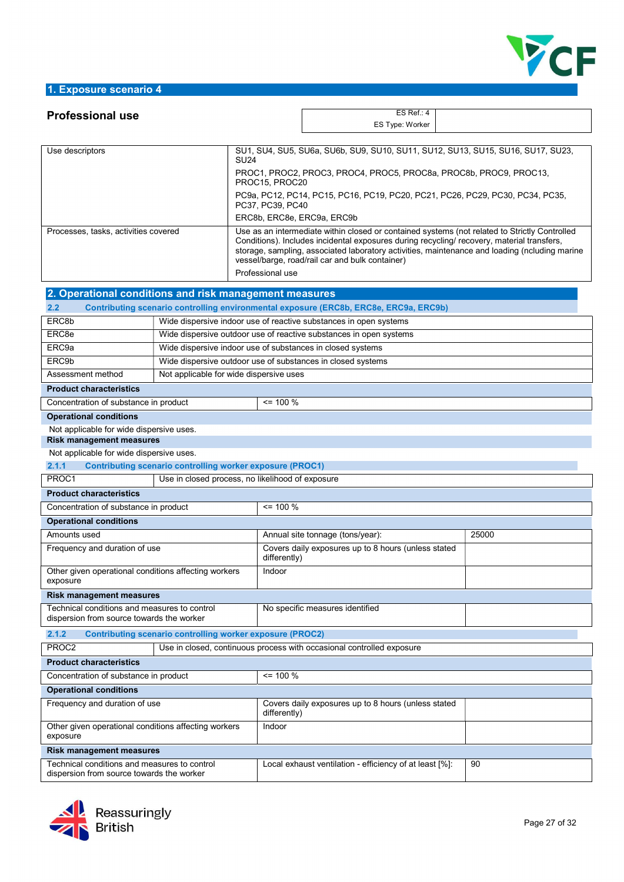## 1. Exposure scenario 4

**Professional use**

| ES Ref.: 4 | |
|---|---|
| ES Type: Worker | |

| | |
|---|---|
| Use descriptors | SU1, SU4, SU5, SU6a, SU6b, SU9, SU10, SU11, SU12, SU13, SU15, SU16, SU17, SU23, SU24<br>PROC1, PROC2, PROC3, PROC4, PROC5, PROC8a, PROC8b, PROC9, PROC13, PROC15, PROC20<br>PC9a, PC12, PC14, PC15, PC16, PC19, PC20, PC21, PC26, PC29, PC30, PC34, PC35, PC37, PC39, PC40<br>ERC8b, ERC8e, ERC9a, ERC9b |
| Processes, tasks, activities covered | Use as an intermediate within closed or contained systems (not related to Strictly Controlled Conditions). Includes incidental exposures during recycling/ recovery, material transfers, storage, sampling, associated laboratory activities, maintenance and loading (ncluding marine vessel/barge, road/rail car and bulk container)<br>Professional use |

## 2. Operational conditions and risk management measures

### 2.2 Contributing scenario controlling environmental exposure (ERC8b, ERC8e, ERC9a, ERC9b)

| | |
|---|---|
| ERC8b | Wide dispersive indoor use of reactive substances in open systems |
| ERC8e | Wide dispersive outdoor use of reactive substances in open systems |
| ERC9a | Wide dispersive indoor use of substances in closed systems |
| ERC9b | Wide dispersive outdoor use of substances in closed systems |
| Assessment method | Not applicable for wide dispersive uses |

**Product characteristics**

| | |
|---|---|
| Concentration of substance in product | <= 100 % |

**Operational conditions**

Not applicable for wide dispersive uses.

**Risk management measures**

Not applicable for wide dispersive uses.

### 2.1.1 Contributing scenario controlling worker exposure (PROC1)

| | |
|---|---|
| PROC1 | Use in closed process, no likelihood of exposure |

**Product characteristics**

| | |
|---|---|
| Concentration of substance in product | <= 100 % |

**Operational conditions**

| | | |
|---|---|---|
| Amounts used | Annual site tonnage (tons/year): | 25000 |
| Frequency and duration of use | Covers daily exposures up to 8 hours (unless stated differently) | |
| Other given operational conditions affecting workers exposure | Indoor | |

**Risk management measures**

| | | |
|---|---|---|
| Technical conditions and measures to control dispersion from source towards the worker | No specific measures identified | |

### 2.1.2 Contributing scenario controlling worker exposure (PROC2)

| | |
|---|---|
| PROC2 | Use in closed, continuous process with occasional controlled exposure |

**Product characteristics**

| | |
|---|---|
| Concentration of substance in product | <= 100 % |

**Operational conditions**

| | | |
|---|---|---|
| Frequency and duration of use | Covers daily exposures up to 8 hours (unless stated differently) | |
| Other given operational conditions affecting workers exposure | Indoor | |

**Risk management measures**

| | | |
|---|---|---|
| Technical conditions and measures to control dispersion from source towards the worker | Local exhaust ventilation - efficiency of at least [%]: | 90 |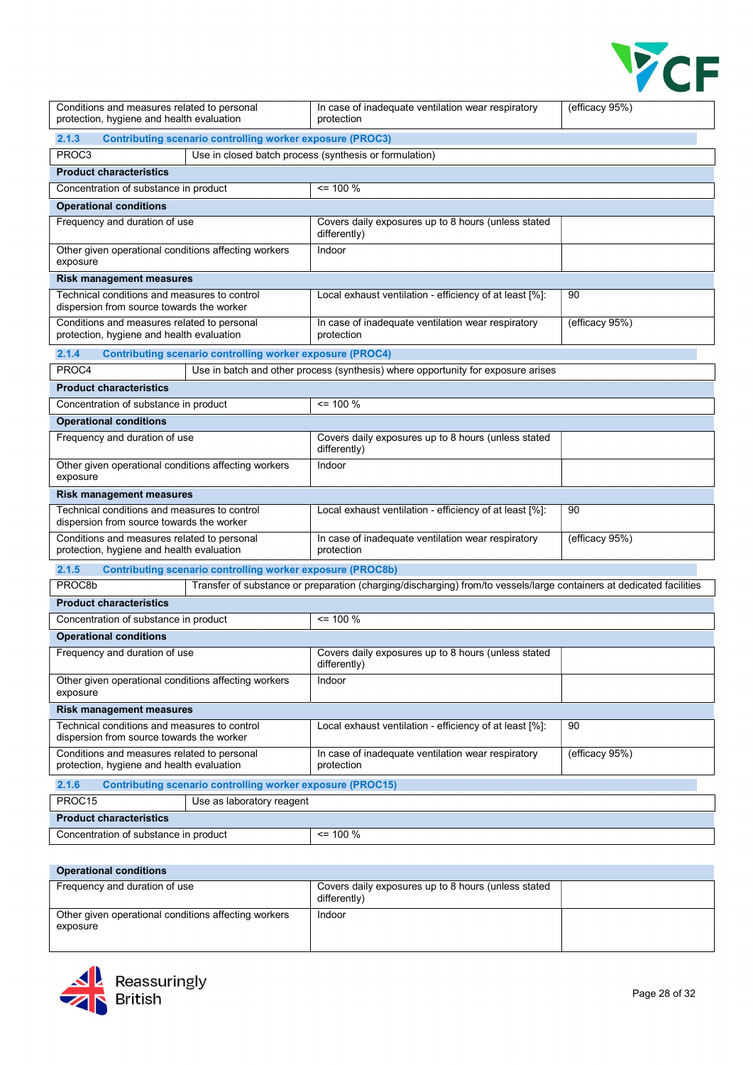| Conditions and measures related to personal protection, hygiene and health evaluation | In case of inadequate ventilation wear respiratory protection | (efficacy 95%) |
|---|---|---|

### 2.1.3 Contributing scenario controlling worker exposure (PROC3)

| PROC3 | Use in closed batch process (synthesis or formulation) | |
|---|---|---|
| **Product characteristics** | | |
| Concentration of substance in product | <= 100 % | |
| **Operational conditions** | | |
| Frequency and duration of use | Covers daily exposures up to 8 hours (unless stated differently) | |
| Other given operational conditions affecting workers exposure | Indoor | |
| **Risk management measures** | | |
| Technical conditions and measures to control dispersion from source towards the worker | Local exhaust ventilation - efficiency of at least [%]: | 90 |
| Conditions and measures related to personal protection, hygiene and health evaluation | In case of inadequate ventilation wear respiratory protection | (efficacy 95%) |

### 2.1.4 Contributing scenario controlling worker exposure (PROC4)

| PROC4 | Use in batch and other process (synthesis) where opportunity for exposure arises | |
|---|---|---|
| **Product characteristics** | | |
| Concentration of substance in product | <= 100 % | |
| **Operational conditions** | | |
| Frequency and duration of use | Covers daily exposures up to 8 hours (unless stated differently) | |
| Other given operational conditions affecting workers exposure | Indoor | |
| **Risk management measures** | | |
| Technical conditions and measures to control dispersion from source towards the worker | Local exhaust ventilation - efficiency of at least [%]: | 90 |
| Conditions and measures related to personal protection, hygiene and health evaluation | In case of inadequate ventilation wear respiratory protection | (efficacy 95%) |

### 2.1.5 Contributing scenario controlling worker exposure (PROC8b)

| PROC8b | Transfer of substance or preparation (charging/discharging) from/to vessels/large containers at dedicated facilities | |
|---|---|---|
| **Product characteristics** | | |
| Concentration of substance in product | <= 100 % | |
| **Operational conditions** | | |
| Frequency and duration of use | Covers daily exposures up to 8 hours (unless stated differently) | |
| Other given operational conditions affecting workers exposure | Indoor | |
| **Risk management measures** | | |
| Technical conditions and measures to control dispersion from source towards the worker | Local exhaust ventilation - efficiency of at least [%]: | 90 |
| Conditions and measures related to personal protection, hygiene and health evaluation | In case of inadequate ventilation wear respiratory protection | (efficacy 95%) |

### 2.1.6 Contributing scenario controlling worker exposure (PROC15)

| PROC15 | Use as laboratory reagent | |
|---|---|---|
| **Product characteristics** | | |
| Concentration of substance in product | <= 100 % | |
| **Operational conditions** | | |
| Frequency and duration of use | Covers daily exposures up to 8 hours (unless stated differently) | |
| Other given operational conditions affecting workers exposure | Indoor | |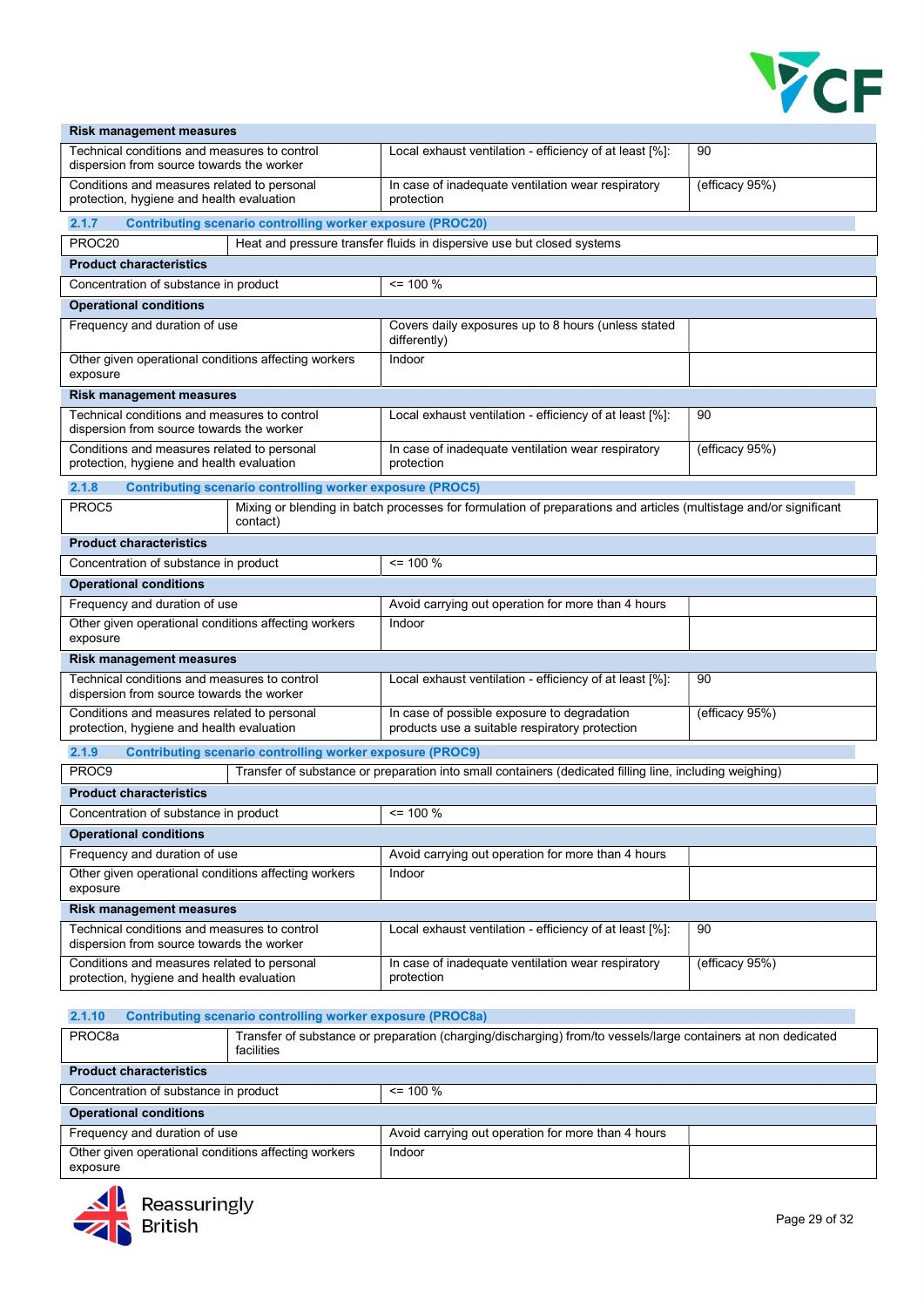| **Risk management measures** | | |
|---|---|---|
| Technical conditions and measures to control dispersion from source towards the worker | Local exhaust ventilation - efficiency of at least [%]: | 90 |
| Conditions and measures related to personal protection, hygiene and health evaluation | In case of inadequate ventilation wear respiratory protection | (efficacy 95%) |

### 2.1.7 Contributing scenario controlling worker exposure (PROC20)

| PROC20 | Heat and pressure transfer fluids in dispersive use but closed systems | |
|---|---|---|
| **Product characteristics** | | |
| Concentration of substance in product | <= 100 % | |
| **Operational conditions** | | |
| Frequency and duration of use | Covers daily exposures up to 8 hours (unless stated differently) | |
| Other given operational conditions affecting workers exposure | Indoor | |
| **Risk management measures** | | |
| Technical conditions and measures to control dispersion from source towards the worker | Local exhaust ventilation - efficiency of at least [%]: | 90 |
| Conditions and measures related to personal protection, hygiene and health evaluation | In case of inadequate ventilation wear respiratory protection | (efficacy 95%) |

### 2.1.8 Contributing scenario controlling worker exposure (PROC5)

| PROC5 | Mixing or blending in batch processes for formulation of preparations and articles (multistage and/or significant contact) | |
|---|---|---|
| **Product characteristics** | | |
| Concentration of substance in product | <= 100 % | |
| **Operational conditions** | | |
| Frequency and duration of use | Avoid carrying out operation for more than 4 hours | |
| Other given operational conditions affecting workers exposure | Indoor | |
| **Risk management measures** | | |
| Technical conditions and measures to control dispersion from source towards the worker | Local exhaust ventilation - efficiency of at least [%]: | 90 |
| Conditions and measures related to personal protection, hygiene and health evaluation | In case of possible exposure to degradation products use a suitable respiratory protection | (efficacy 95%) |

### 2.1.9 Contributing scenario controlling worker exposure (PROC9)

| PROC9 | Transfer of substance or preparation into small containers (dedicated filling line, including weighing) | |
|---|---|---|
| **Product characteristics** | | |
| Concentration of substance in product | <= 100 % | |
| **Operational conditions** | | |
| Frequency and duration of use | Avoid carrying out operation for more than 4 hours | |
| Other given operational conditions affecting workers exposure | Indoor | |
| **Risk management measures** | | |
| Technical conditions and measures to control dispersion from source towards the worker | Local exhaust ventilation - efficiency of at least [%]: | 90 |
| Conditions and measures related to personal protection, hygiene and health evaluation | In case of inadequate ventilation wear respiratory protection | (efficacy 95%) |

### 2.1.10 Contributing scenario controlling worker exposure (PROC8a)

| PROC8a | Transfer of substance or preparation (charging/discharging) from/to vessels/large containers at non dedicated facilities | |
|---|---|---|
| **Product characteristics** | | |
| Concentration of substance in product | <= 100 % | |
| **Operational conditions** | | |
| Frequency and duration of use | Avoid carrying out operation for more than 4 hours | |
| Other given operational conditions affecting workers exposure | Indoor | |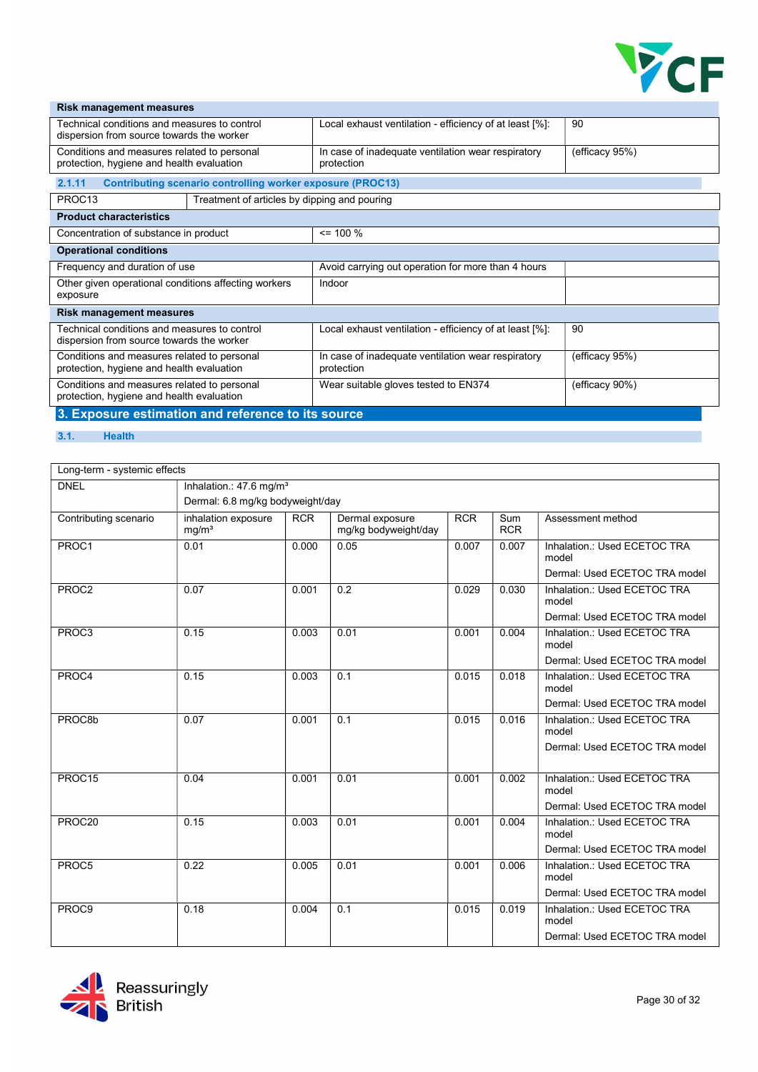| Risk management measures | | |
|---|---|---|
| Technical conditions and measures to control dispersion from source towards the worker | Local exhaust ventilation - efficiency of at least [%]: | 90 |
| Conditions and measures related to personal protection, hygiene and health evaluation | In case of inadequate ventilation wear respiratory protection | (efficacy 95%) |

### 2.1.11 Contributing scenario controlling worker exposure (PROC13)

| PROC13 | Treatment of articles by dipping and pouring | |
|---|---|---|
| **Product characteristics** | | |
| Concentration of substance in product | <= 100 % | |
| **Operational conditions** | | |
| Frequency and duration of use | Avoid carrying out operation for more than 4 hours | |
| Other given operational conditions affecting workers exposure | Indoor | |
| **Risk management measures** | | |
| Technical conditions and measures to control dispersion from source towards the worker | Local exhaust ventilation - efficiency of at least [%]: | 90 |
| Conditions and measures related to personal protection, hygiene and health evaluation | In case of inadequate ventilation wear respiratory protection | (efficacy 95%) |
| Conditions and measures related to personal protection, hygiene and health evaluation | Wear suitable gloves tested to EN374 | (efficacy 90%) |

# 3. Exposure estimation and reference to its source

## 3.1. Health

| Long-term - systemic effects | | | | | | |
|---|---|---|---|---|---|---|
| DNEL | Inhalation.: 47.6 mg/m³<br>Dermal: 6.8 mg/kg bodyweight/day | | | | | |
| Contributing scenario | inhalation exposure mg/m³ | RCR | Dermal exposure mg/kg bodyweight/day | RCR | Sum RCR | Assessment method |
| PROC1 | 0.01 | 0.000 | 0.05 | 0.007 | 0.007 | Inhalation.: Used ECETOC TRA model<br>Dermal: Used ECETOC TRA model |
| PROC2 | 0.07 | 0.001 | 0.2 | 0.029 | 0.030 | Inhalation.: Used ECETOC TRA model<br>Dermal: Used ECETOC TRA model |
| PROC3 | 0.15 | 0.003 | 0.01 | 0.001 | 0.004 | Inhalation.: Used ECETOC TRA model<br>Dermal: Used ECETOC TRA model |
| PROC4 | 0.15 | 0.003 | 0.1 | 0.015 | 0.018 | Inhalation.: Used ECETOC TRA model<br>Dermal: Used ECETOC TRA model |
| PROC8b | 0.07 | 0.001 | 0.1 | 0.015 | 0.016 | Inhalation.: Used ECETOC TRA model<br>Dermal: Used ECETOC TRA model |
| PROC15 | 0.04 | 0.001 | 0.01 | 0.001 | 0.002 | Inhalation.: Used ECETOC TRA model<br>Dermal: Used ECETOC TRA model |
| PROC20 | 0.15 | 0.003 | 0.01 | 0.001 | 0.004 | Inhalation.: Used ECETOC TRA model<br>Dermal: Used ECETOC TRA model |
| PROC5 | 0.22 | 0.005 | 0.01 | 0.001 | 0.006 | Inhalation.: Used ECETOC TRA model<br>Dermal: Used ECETOC TRA model |
| PROC9 | 0.18 | 0.004 | 0.1 | 0.015 | 0.019 | Inhalation.: Used ECETOC TRA model<br>Dermal: Used ECETOC TRA model |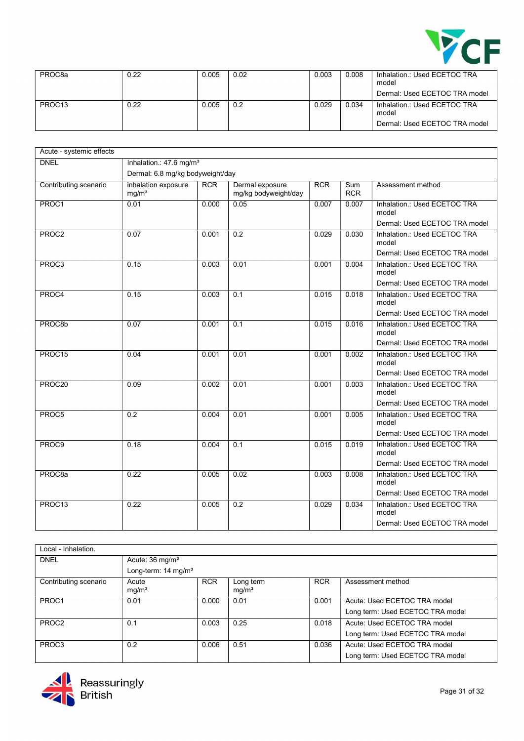| PROC8a | 0.22 | 0.005 | 0.02 | 0.003 | 0.008 | Inhalation.: Used ECETOC TRA model<br>Dermal: Used ECETOC TRA model |
|---|---|---|---|---|---|---|
| PROC13 | 0.22 | 0.005 | 0.2 | 0.029 | 0.034 | Inhalation.: Used ECETOC TRA model<br>Dermal: Used ECETOC TRA model |

| Acute - systemic effects | | | | | | |
|---|---|---|---|---|---|---|
| DNEL | Inhalation.: 47.6 mg/m³<br>Dermal: 6.8 mg/kg bodyweight/day | | | | | |
| Contributing scenario | inhalation exposure mg/m³ | RCR | Dermal exposure mg/kg bodyweight/day | RCR | Sum RCR | Assessment method |
| PROC1 | 0.01 | 0.000 | 0.05 | 0.007 | 0.007 | Inhalation.: Used ECETOC TRA model<br>Dermal: Used ECETOC TRA model |
| PROC2 | 0.07 | 0.001 | 0.2 | 0.029 | 0.030 | Inhalation.: Used ECETOC TRA model<br>Dermal: Used ECETOC TRA model |
| PROC3 | 0.15 | 0.003 | 0.01 | 0.001 | 0.004 | Inhalation.: Used ECETOC TRA model<br>Dermal: Used ECETOC TRA model |
| PROC4 | 0.15 | 0.003 | 0.1 | 0.015 | 0.018 | Inhalation.: Used ECETOC TRA model<br>Dermal: Used ECETOC TRA model |
| PROC8b | 0.07 | 0.001 | 0.1 | 0.015 | 0.016 | Inhalation.: Used ECETOC TRA model<br>Dermal: Used ECETOC TRA model |
| PROC15 | 0.04 | 0.001 | 0.01 | 0.001 | 0.002 | Inhalation.: Used ECETOC TRA model<br>Dermal: Used ECETOC TRA model |
| PROC20 | 0.09 | 0.002 | 0.01 | 0.001 | 0.003 | Inhalation.: Used ECETOC TRA model<br>Dermal: Used ECETOC TRA model |
| PROC5 | 0.2 | 0.004 | 0.01 | 0.001 | 0.005 | Inhalation.: Used ECETOC TRA model<br>Dermal: Used ECETOC TRA model |
| PROC9 | 0.18 | 0.004 | 0.1 | 0.015 | 0.019 | Inhalation.: Used ECETOC TRA model<br>Dermal: Used ECETOC TRA model |
| PROC8a | 0.22 | 0.005 | 0.02 | 0.003 | 0.008 | Inhalation.: Used ECETOC TRA model<br>Dermal: Used ECETOC TRA model |
| PROC13 | 0.22 | 0.005 | 0.2 | 0.029 | 0.034 | Inhalation.: Used ECETOC TRA model<br>Dermal: Used ECETOC TRA model |

| Local - Inhalation. | | | | | |
|---|---|---|---|---|---|
| DNEL | Acute: 36 mg/m³<br>Long-term: 14 mg/m³ | | | | |
| Contributing scenario | Acute mg/m³ | RCR | Long term mg/m³ | RCR | Assessment method |
| PROC1 | 0.01 | 0.000 | 0.01 | 0.001 | Acute: Used ECETOC TRA model<br>Long term: Used ECETOC TRA model |
| PROC2 | 0.1 | 0.003 | 0.25 | 0.018 | Acute: Used ECETOC TRA model<br>Long term: Used ECETOC TRA model |
| PROC3 | 0.2 | 0.006 | 0.51 | 0.036 | Acute: Used ECETOC TRA model<br>Long term: Used ECETOC TRA model |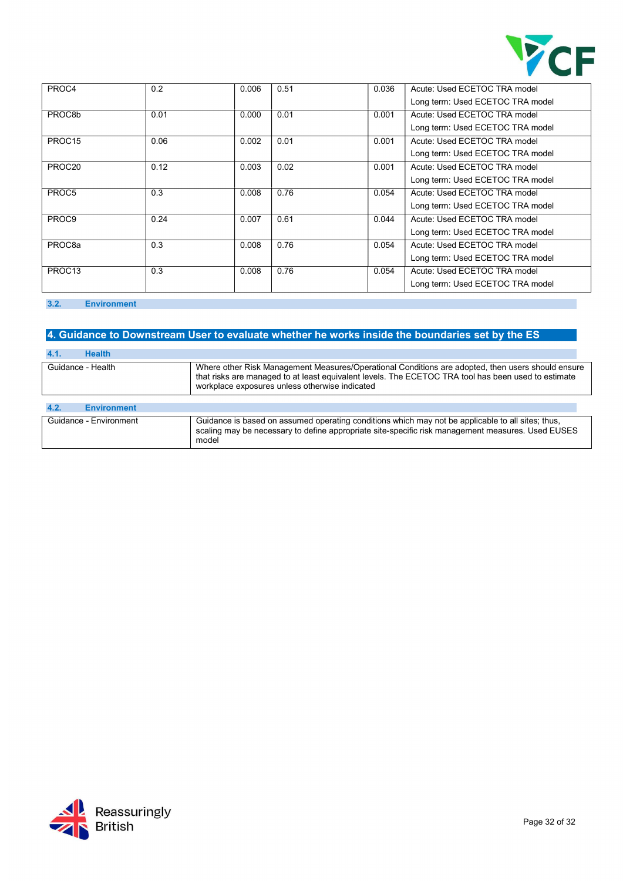| | | | | | |
|---|---|---|---|---|---|
| PROC4 | 0.2 | 0.006 | 0.51 | 0.036 | Acute: Used ECETOC TRA model<br>Long term: Used ECETOC TRA model |
| PROC8b | 0.01 | 0.000 | 0.01 | 0.001 | Acute: Used ECETOC TRA model<br>Long term: Used ECETOC TRA model |
| PROC15 | 0.06 | 0.002 | 0.01 | 0.001 | Acute: Used ECETOC TRA model<br>Long term: Used ECETOC TRA model |
| PROC20 | 0.12 | 0.003 | 0.02 | 0.001 | Acute: Used ECETOC TRA model<br>Long term: Used ECETOC TRA model |
| PROC5 | 0.3 | 0.008 | 0.76 | 0.054 | Acute: Used ECETOC TRA model<br>Long term: Used ECETOC TRA model |
| PROC9 | 0.24 | 0.007 | 0.61 | 0.044 | Acute: Used ECETOC TRA model<br>Long term: Used ECETOC TRA model |
| PROC8a | 0.3 | 0.008 | 0.76 | 0.054 | Acute: Used ECETOC TRA model<br>Long term: Used ECETOC TRA model |
| PROC13 | 0.3 | 0.008 | 0.76 | 0.054 | Acute: Used ECETOC TRA model<br>Long term: Used ECETOC TRA model |

### 3.2. Environment

## 4. Guidance to Downstream User to evaluate whether he works inside the boundaries set by the ES

### 4.1. Health

| | |
|---|---|
| Guidance - Health | Where other Risk Management Measures/Operational Conditions are adopted, then users should ensure that risks are managed to at least equivalent levels. The ECETOC TRA tool has been used to estimate workplace exposures unless otherwise indicated |

### 4.2. Environment

| | |
|---|---|
| Guidance - Environment | Guidance is based on assumed operating conditions which may not be applicable to all sites; thus, scaling may be necessary to define appropriate site-specific risk management measures. Used EUSES model |